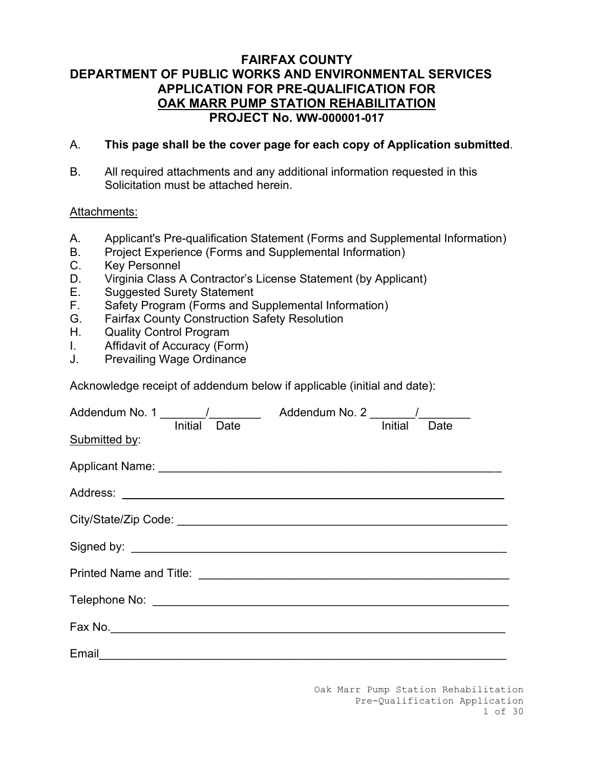# FAIRFAX COUNTY
# DEPARTMENT OF PUBLIC WORKS AND ENVIRONMENTAL SERVICES
# APPLICATION FOR PRE-QUALIFICATION FOR
# OAK MARR PUMP STATION REHABILITATION
# PROJECT No. WW-000001-017

A. **This page shall be the cover page for each copy of Application submitted**.

B. All required attachments and any additional information requested in this Solicitation must be attached herein.

Attachments:

A. Applicant's Pre-qualification Statement (Forms and Supplemental Information)
B. Project Experience (Forms and Supplemental Information)
C. Key Personnel
D. Virginia Class A Contractor's License Statement (by Applicant)
E. Suggested Surety Statement
F. Safety Program (Forms and Supplemental Information)
G. Fairfax County Construction Safety Resolution
H. Quality Control Program
I. Affidavit of Accuracy (Form)
J. Prevailing Wage Ordinance

Acknowledge receipt of addendum below if applicable (initial and date):

Addendum No. 1 _______/________ (Initial / Date)     Addendum No. 2 _______/________ (Initial / Date)

Submitted by:

Applicant Name: ________________________________________________

Address: ________________________________________________

City/State/Zip Code: ________________________________________________

Signed by: ________________________________________________

Printed Name and Title: ________________________________________________

Telephone No: ________________________________________________

Fax No.________________________________________________

Email________________________________________________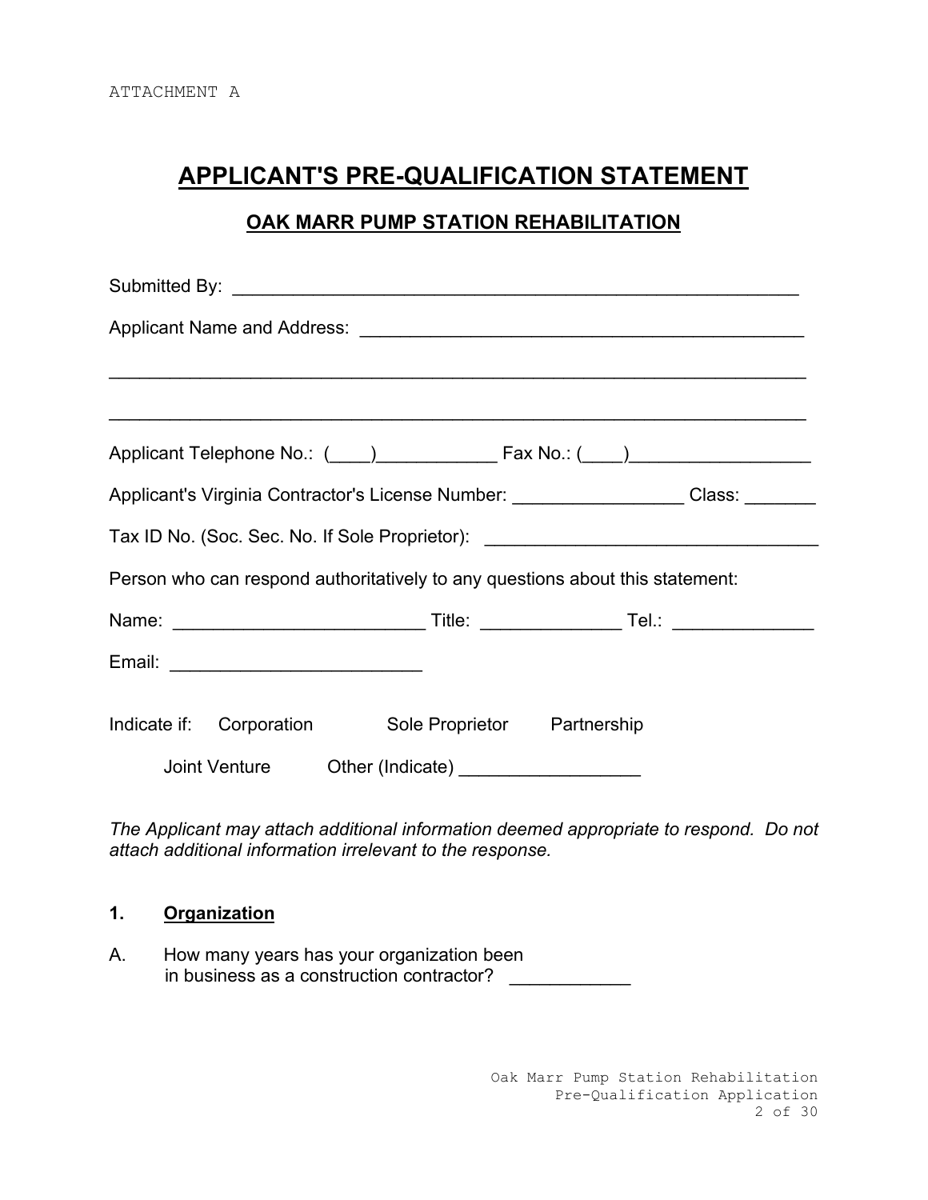ATTACHMENT A

# APPLICANT'S PRE-QUALIFICATION STATEMENT

## OAK MARR PUMP STATION REHABILITATION

Submitted By: ___________________________________________________________

Applicant Name and Address: _______________________________________________

______________________________________________________________________

______________________________________________________________________

Applicant Telephone No.: (____)____________ Fax No.: (____)__________________

Applicant's Virginia Contractor's License Number: _________________ Class: _______

Tax ID No. (Soc. Sec. No. If Sole Proprietor): _________________________________

Person who can respond authoritatively to any questions about this statement:

Name: ________________________ Title: ______________ Tel.: ______________

Email: ________________________

Indicate if: Corporation Sole Proprietor Partnership

Joint Venture Other (Indicate) __________________

*The Applicant may attach additional information deemed appropriate to respond. Do not attach additional information irrelevant to the response.*

**1. Organization**

A. How many years has your organization been in business as a construction contractor? ____________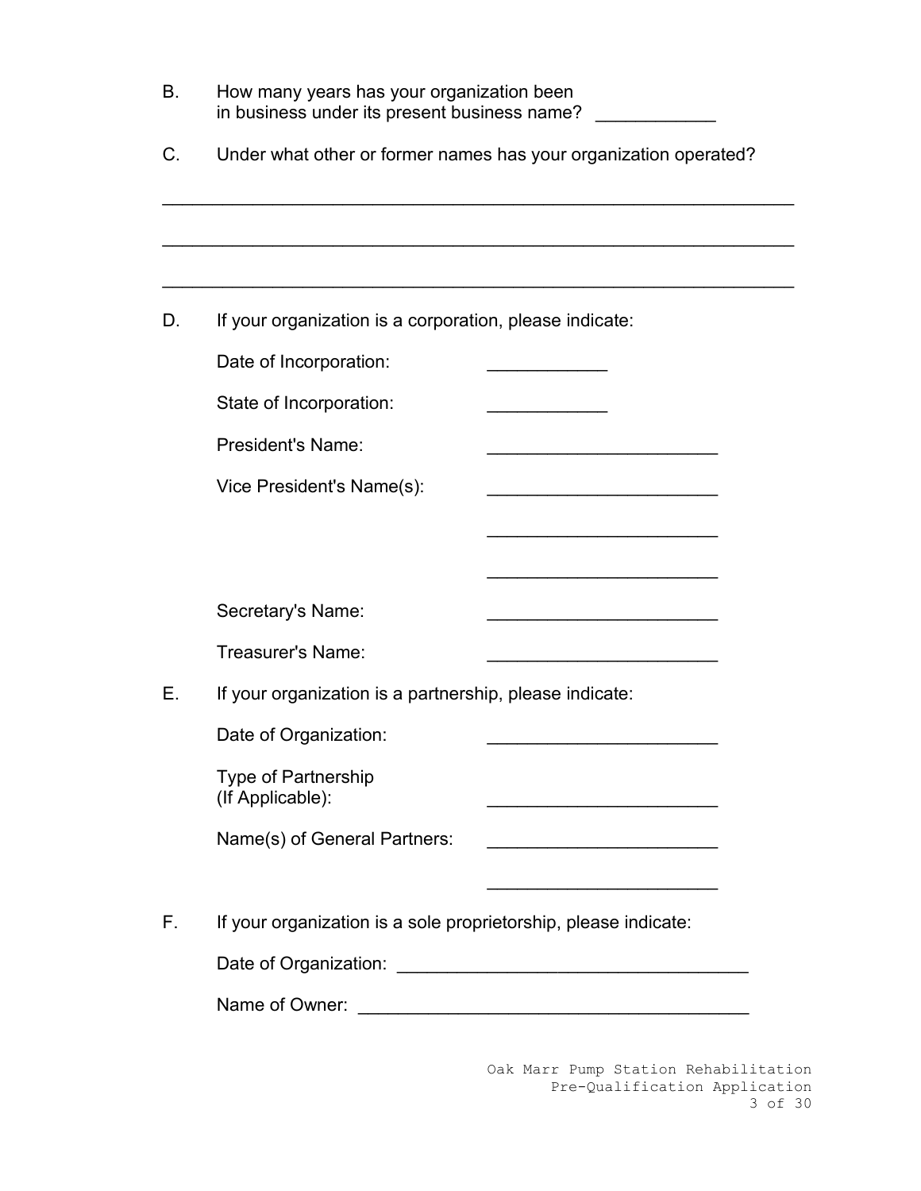B. How many years has your organization been in business under its present business name? ____________

C. Under what other or former names has your organization operated?

_______________________________________________________________

_______________________________________________________________

_______________________________________________________________

D. If your organization is a corporation, please indicate:

Date of Incorporation: ____________

State of Incorporation: ____________

President's Name: _______________________

Vice President's Name(s): _______________________

_______________________

_______________________

Secretary's Name: _______________________

Treasurer's Name: _______________________

E. If your organization is a partnership, please indicate:

Date of Organization: _______________________

Type of Partnership (If Applicable): _______________________

Name(s) of General Partners: _______________________

_______________________

F. If your organization is a sole proprietorship, please indicate:

Date of Organization: ___________________________________

Name of Owner: _______________________________________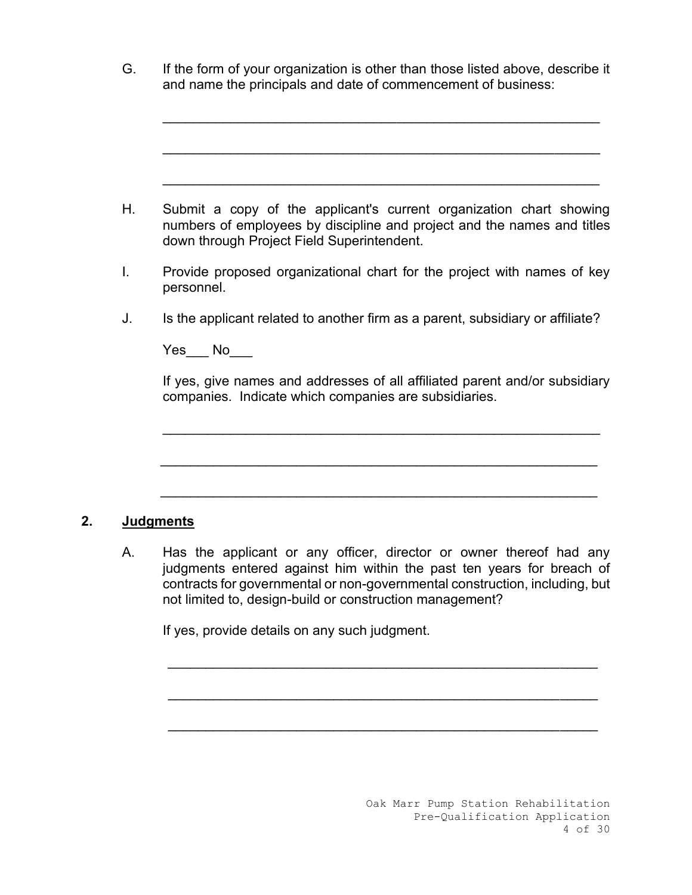G. If the form of your organization is other than those listed above, describe it and name the principals and date of commencement of business:

___________________________________________________________

___________________________________________________________

___________________________________________________________

H. Submit a copy of the applicant's current organization chart showing numbers of employees by discipline and project and the names and titles down through Project Field Superintendent.

I. Provide proposed organizational chart for the project with names of key personnel.

J. Is the applicant related to another firm as a parent, subsidiary or affiliate?

Yes___ No___

If yes, give names and addresses of all affiliated parent and/or subsidiary companies. Indicate which companies are subsidiaries.

___________________________________________________________

___________________________________________________________

___________________________________________________________

## 2. <u>Judgments</u>

A. Has the applicant or any officer, director or owner thereof had any judgments entered against him within the past ten years for breach of contracts for governmental or non-governmental construction, including, but not limited to, design-build or construction management?

If yes, provide details on any such judgment.

___________________________________________________________

___________________________________________________________

___________________________________________________________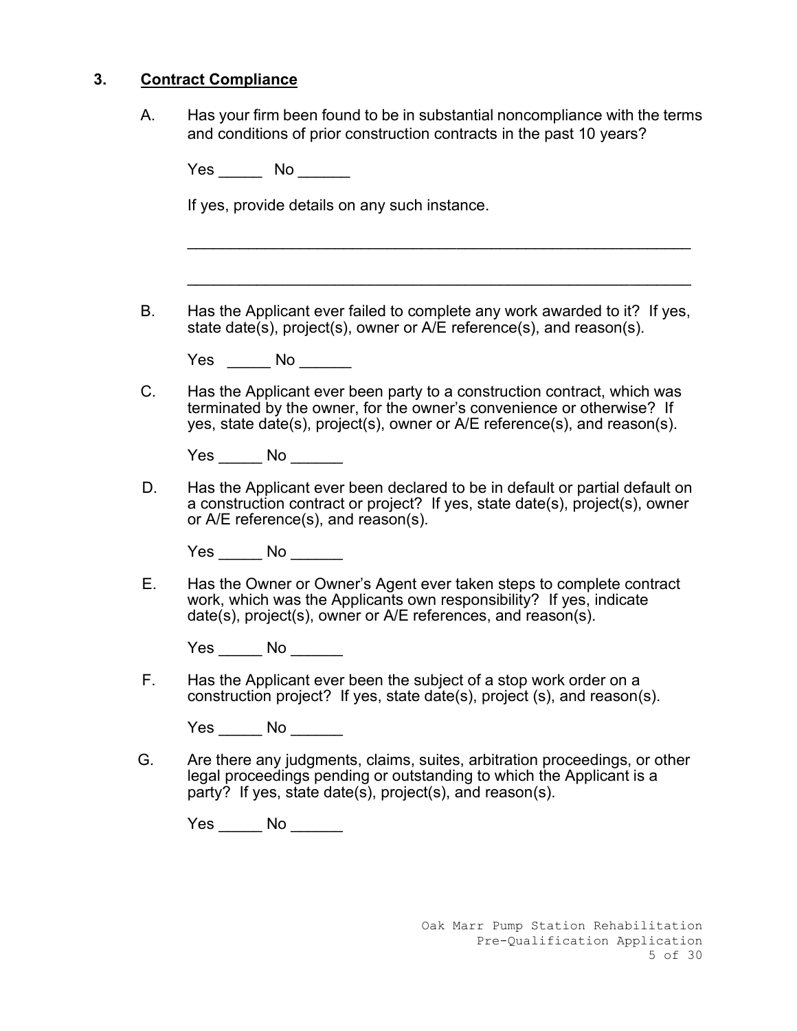## 3. Contract Compliance

A. Has your firm been found to be in substantial noncompliance with the terms and conditions of prior construction contracts in the past 10 years?

Yes _____ No ______

If yes, provide details on any such instance.

____________________________________________________________

____________________________________________________________

B. Has the Applicant ever failed to complete any work awarded to it? If yes, state date(s), project(s), owner or A/E reference(s), and reason(s).

Yes _____ No ______

C. Has the Applicant ever been party to a construction contract, which was terminated by the owner, for the owner's convenience or otherwise? If yes, state date(s), project(s), owner or A/E reference(s), and reason(s).

Yes _____ No ______

D. Has the Applicant ever been declared to be in default or partial default on a construction contract or project? If yes, state date(s), project(s), owner or A/E reference(s), and reason(s).

Yes _____ No ______

E. Has the Owner or Owner's Agent ever taken steps to complete contract work, which was the Applicants own responsibility? If yes, indicate date(s), project(s), owner or A/E references, and reason(s).

Yes _____ No ______

F. Has the Applicant ever been the subject of a stop work order on a construction project? If yes, state date(s), project (s), and reason(s).

Yes _____ No ______

G. Are there any judgments, claims, suites, arbitration proceedings, or other legal proceedings pending or outstanding to which the Applicant is a party? If yes, state date(s), project(s), and reason(s).

Yes _____ No ______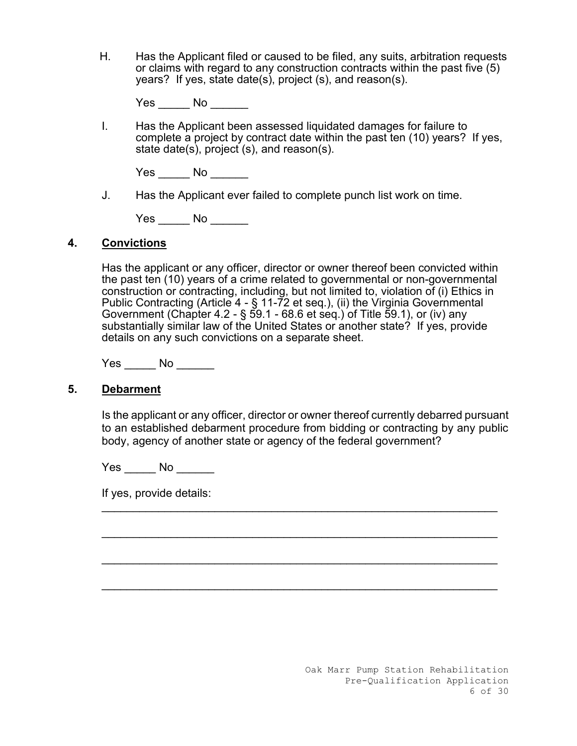H. Has the Applicant filed or caused to be filed, any suits, arbitration requests or claims with regard to any construction contracts within the past five (5) years? If yes, state date(s), project (s), and reason(s).

Yes _____ No ______

I. Has the Applicant been assessed liquidated damages for failure to complete a project by contract date within the past ten (10) years? If yes, state date(s), project (s), and reason(s).

Yes _____ No ______

J. Has the Applicant ever failed to complete punch list work on time.

Yes _____ No ______

## 4. <u>Convictions</u>

Has the applicant or any officer, director or owner thereof been convicted within the past ten (10) years of a crime related to governmental or non-governmental construction or contracting, including, but not limited to, violation of (i) Ethics in Public Contracting (Article 4 - § 11-72 et seq.), (ii) the Virginia Governmental Government (Chapter 4.2 - § 59.1 - 68.6 et seq.) of Title 59.1), or (iv) any substantially similar law of the United States or another state? If yes, provide details on any such convictions on a separate sheet.

Yes _____ No ______

## 5. <u>Debarment</u>

Is the applicant or any officer, director or owner thereof currently debarred pursuant to an established debarment procedure from bidding or contracting by any public body, agency of another state or agency of the federal government?

Yes _____ No ______

If yes, provide details:

_______________________________________________________________

_______________________________________________________________

_______________________________________________________________

_______________________________________________________________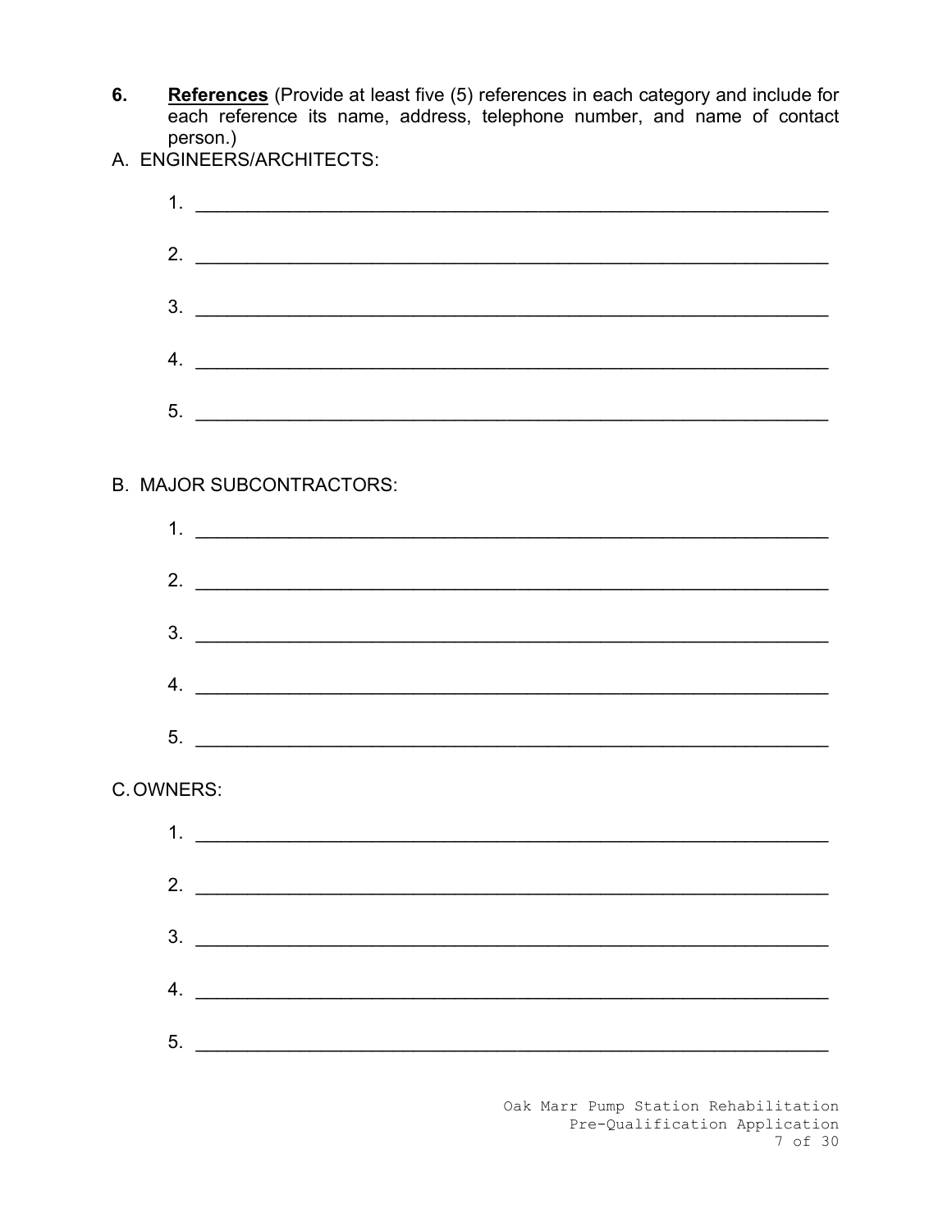6. **References** (Provide at least five (5) references in each category and include for each reference its name, address, telephone number, and name of contact person.)

A. ENGINEERS/ARCHITECTS:

1. ______________________________________________________________

2. ______________________________________________________________

3. ______________________________________________________________

4. ______________________________________________________________

5. ______________________________________________________________

B. MAJOR SUBCONTRACTORS:

1. ______________________________________________________________

2. ______________________________________________________________

3. ______________________________________________________________

4. ______________________________________________________________

5. ______________________________________________________________

C. OWNERS:

1. ______________________________________________________________

2. ______________________________________________________________

3. ______________________________________________________________

4. ______________________________________________________________

5. ______________________________________________________________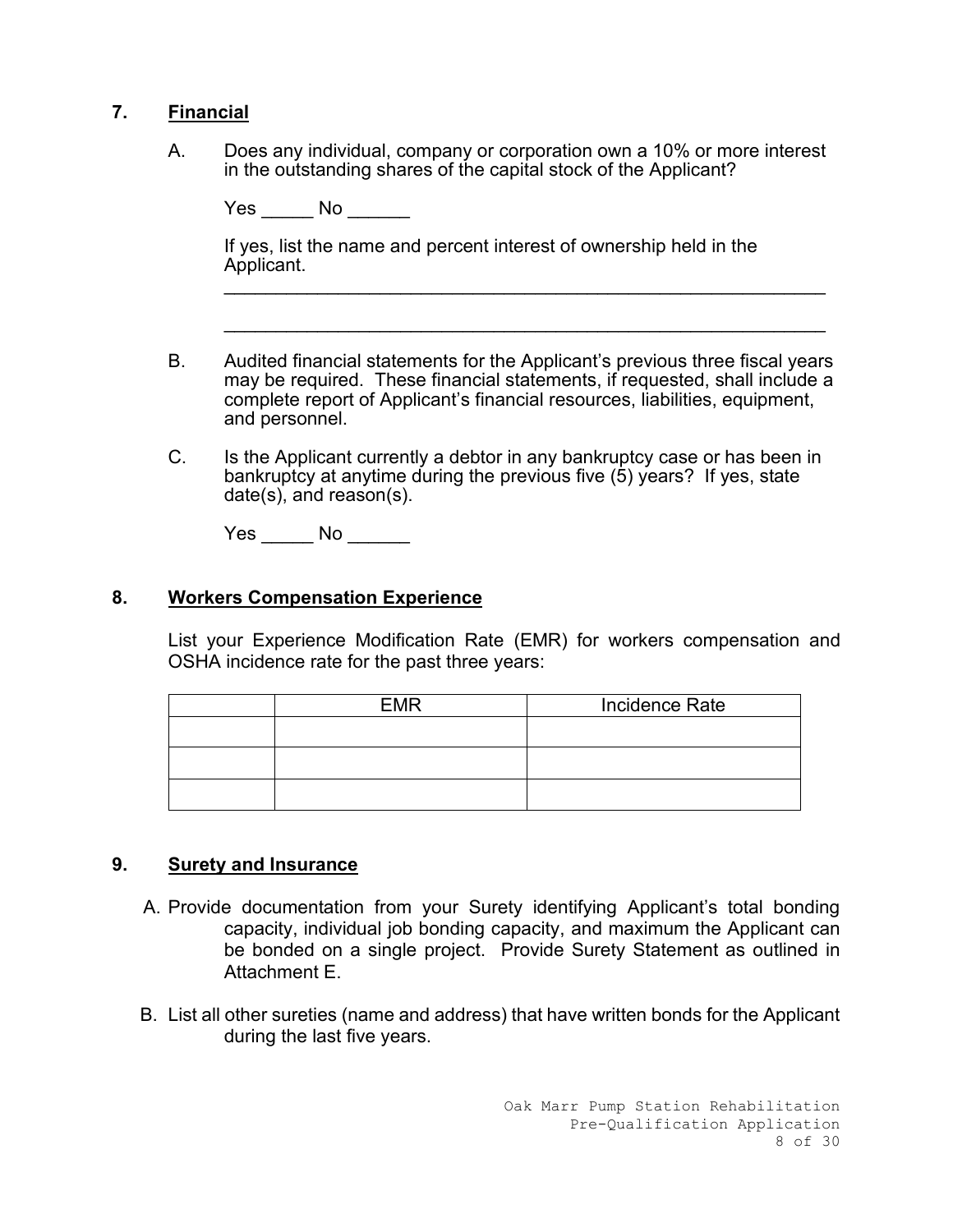## 7. Financial

A. Does any individual, company or corporation own a 10% or more interest in the outstanding shares of the capital stock of the Applicant?

Yes _____ No ______

If yes, list the name and percent interest of ownership held in the Applicant.

____________________________________________________________

____________________________________________________________

B. Audited financial statements for the Applicant's previous three fiscal years may be required. These financial statements, if requested, shall include a complete report of Applicant's financial resources, liabilities, equipment, and personnel.

C. Is the Applicant currently a debtor in any bankruptcy case or has been in bankruptcy at anytime during the previous five (5) years? If yes, state date(s), and reason(s).

Yes _____ No ______

## 8. Workers Compensation Experience

List your Experience Modification Rate (EMR) for workers compensation and OSHA incidence rate for the past three years:

| | EMR | Incidence Rate |
|---|---|---|
| | | |
| | | |
| | | |

## 9. Surety and Insurance

A. Provide documentation from your Surety identifying Applicant's total bonding capacity, individual job bonding capacity, and maximum the Applicant can be bonded on a single project. Provide Surety Statement as outlined in Attachment E.

B. List all other sureties (name and address) that have written bonds for the Applicant during the last five years.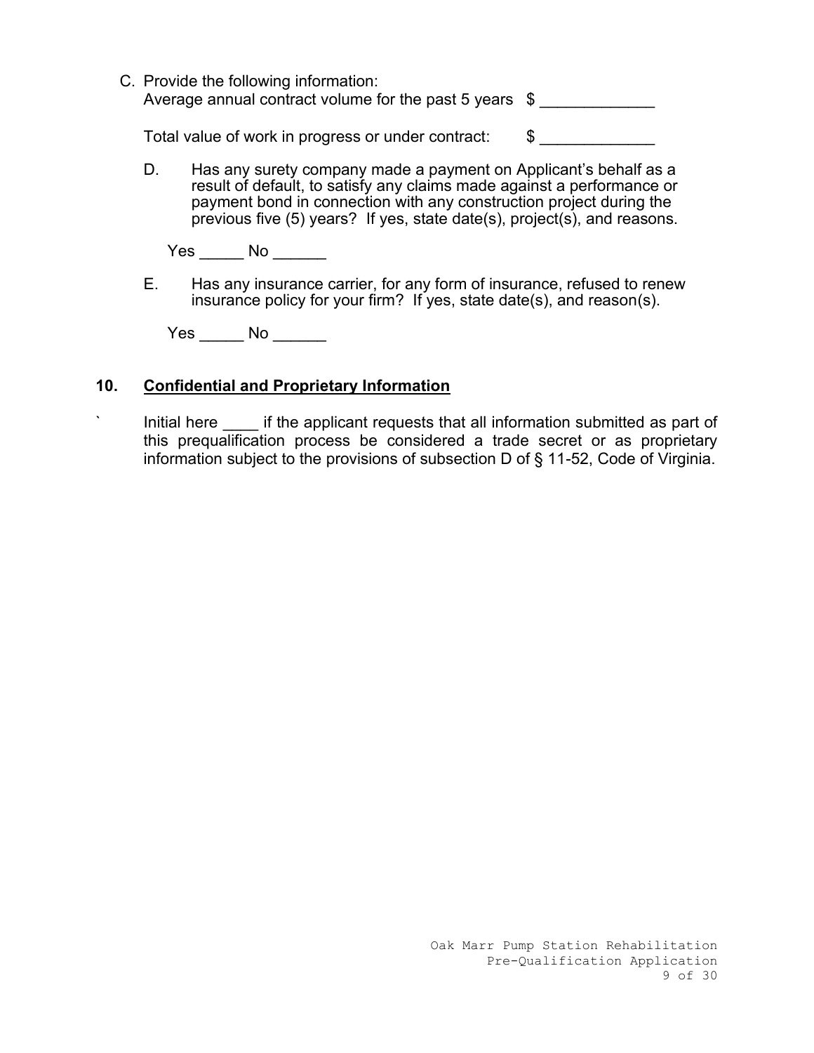C. Provide the following information:
Average annual contract volume for the past 5 years $ _____________

Total value of work in progress or under contract: $ _____________

D. Has any surety company made a payment on Applicant's behalf as a result of default, to satisfy any claims made against a performance or payment bond in connection with any construction project during the previous five (5) years? If yes, state date(s), project(s), and reasons.

Yes _____ No ______

E. Has any insurance carrier, for any form of insurance, refused to renew insurance policy for your firm? If yes, state date(s), and reason(s).

Yes _____ No ______

## 10. Confidential and Proprietary Information

Initial here ____ if the applicant requests that all information submitted as part of this prequalification process be considered a trade secret or as proprietary information subject to the provisions of subsection D of § 11-52, Code of Virginia.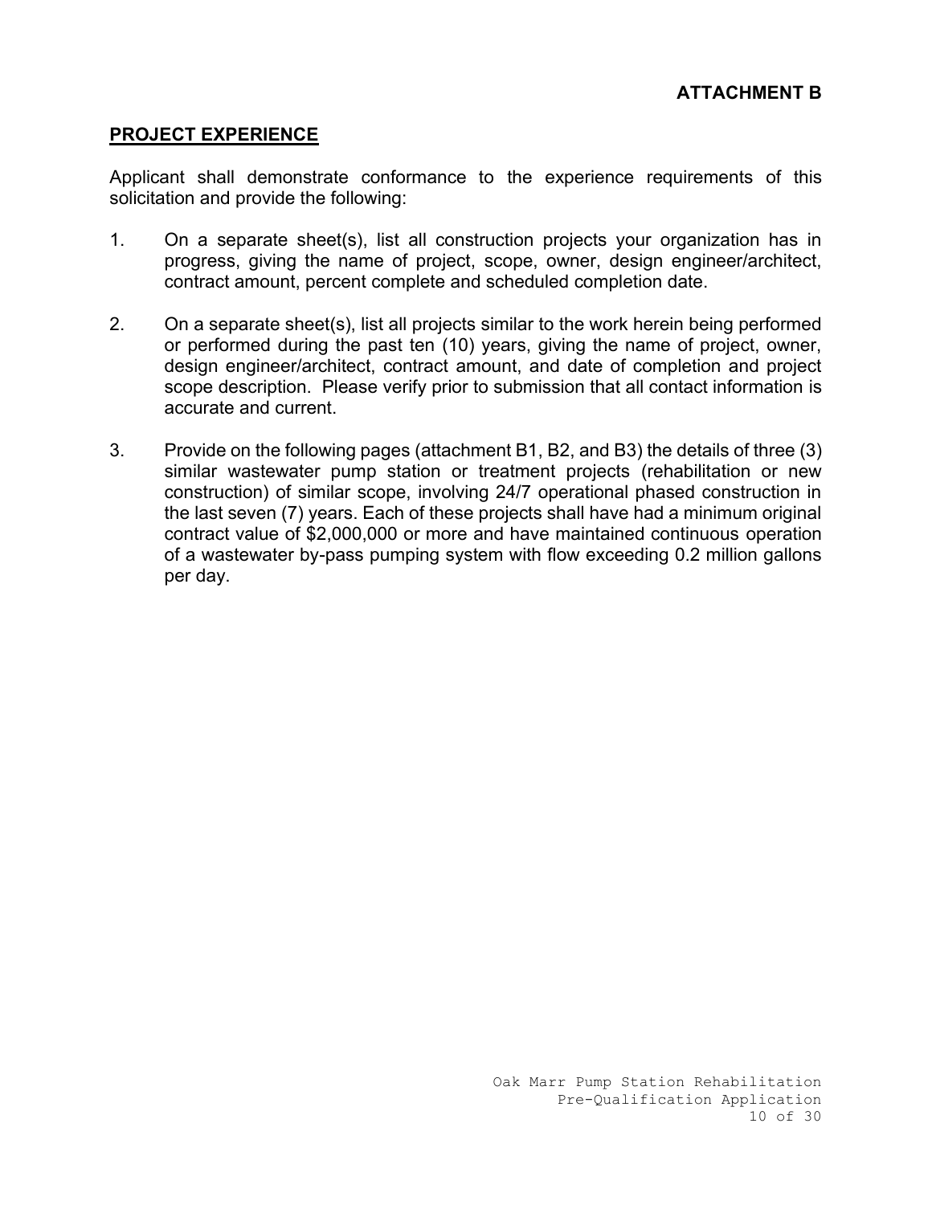## ATTACHMENT B

**PROJECT EXPERIENCE**

Applicant shall demonstrate conformance to the experience requirements of this solicitation and provide the following:

1. On a separate sheet(s), list all construction projects your organization has in progress, giving the name of project, scope, owner, design engineer/architect, contract amount, percent complete and scheduled completion date.

2. On a separate sheet(s), list all projects similar to the work herein being performed or performed during the past ten (10) years, giving the name of project, owner, design engineer/architect, contract amount, and date of completion and project scope description. Please verify prior to submission that all contact information is accurate and current.

3. Provide on the following pages (attachment B1, B2, and B3) the details of three (3) similar wastewater pump station or treatment projects (rehabilitation or new construction) of similar scope, involving 24/7 operational phased construction in the last seven (7) years. Each of these projects shall have had a minimum original contract value of $2,000,000 or more and have maintained continuous operation of a wastewater by-pass pumping system with flow exceeding 0.2 million gallons per day.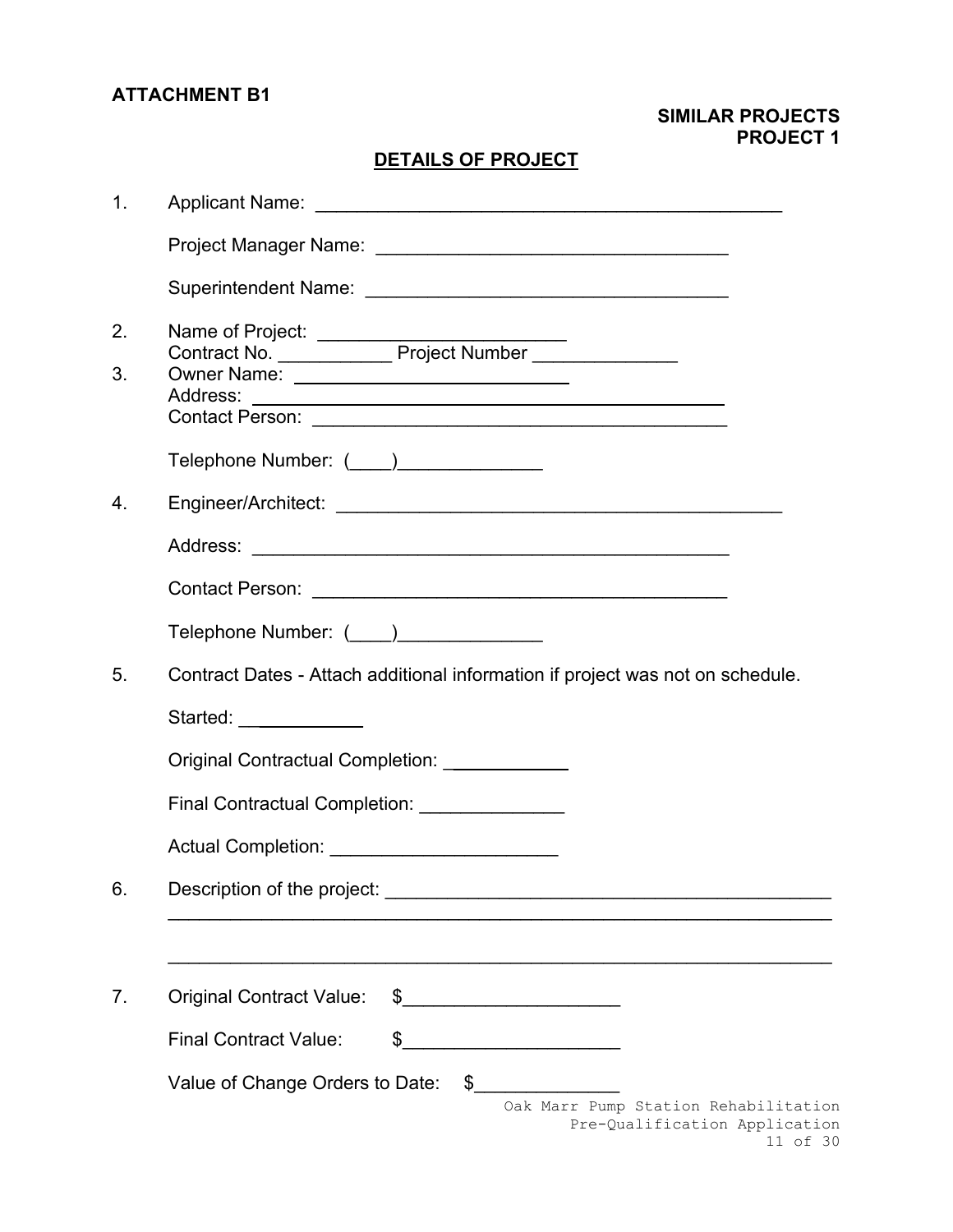**ATTACHMENT B1**

**SIMILAR PROJECTS**
**PROJECT 1**

**DETAILS OF PROJECT**

1. Applicant Name: ____________________________________________

   Project Manager Name: ________________________________

   Superintendent Name: _________________________________

2. Name of Project: _______________________
   Contract No. ___________ Project Number ______________
3. Owner Name: __________________________
   Address: _____________________________________________
   Contact Person: _______________________________________

   Telephone Number: (____)______________

4. Engineer/Architect: __________________________________________

   Address: _____________________________________________

   Contact Person: _______________________________________

   Telephone Number: (____)______________

5. Contract Dates - Attach additional information if project was not on schedule.

   Started: ___________

   Original Contractual Completion: ____________

   Final Contractual Completion: ______________

   Actual Completion: _____________________

6. Description of the project: ___________________________________________
   ______________________________________________________________

   ______________________________________________________________

7. Original Contract Value: $_____________________

   Final Contract Value: $_____________________

   Value of Change Orders to Date: $______________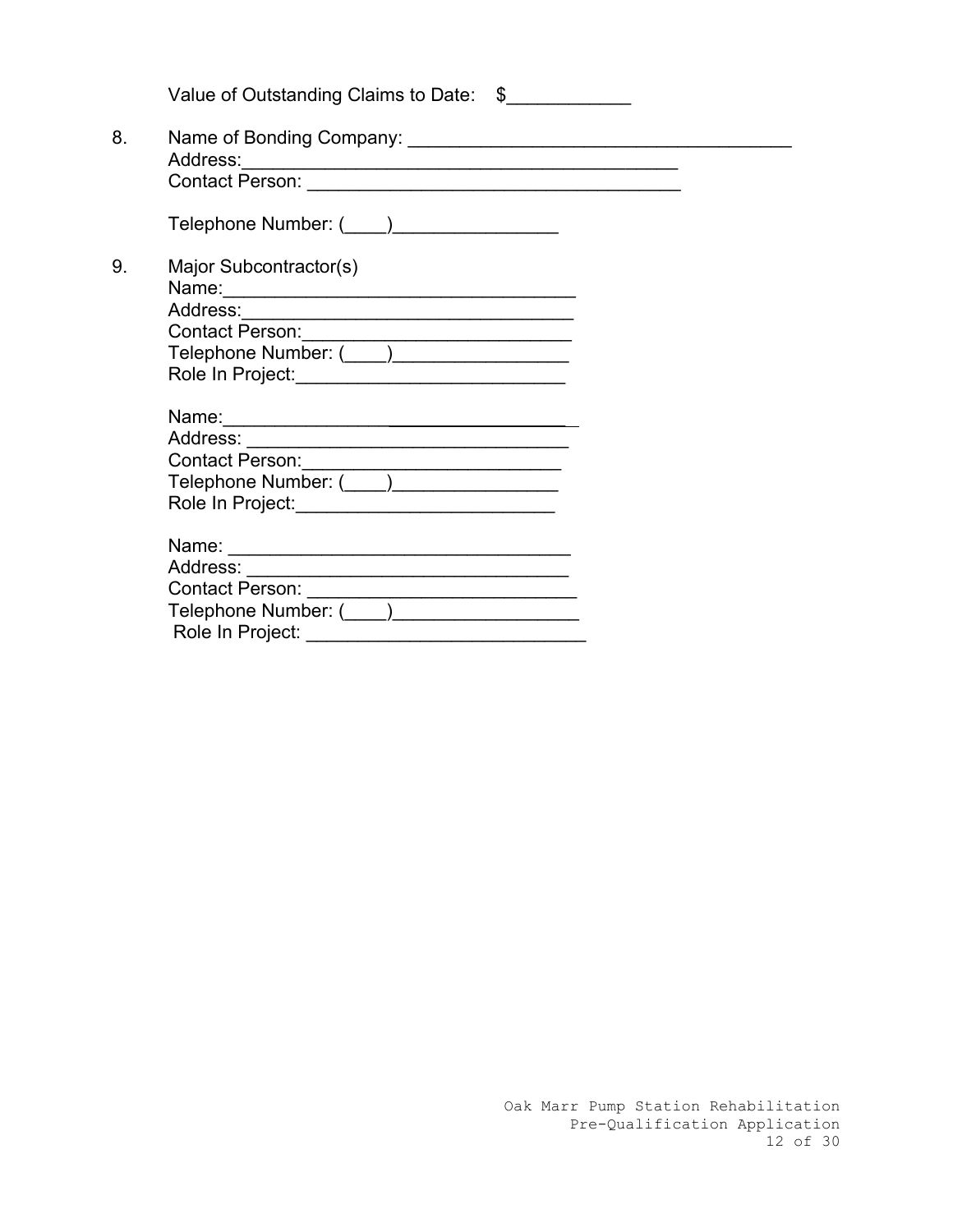Value of Outstanding Claims to Date: $____________

8. Name of Bonding Company: ______________________________________
   Address:__________________________________________
   Contact Person: ___________________________________

   Telephone Number: (____)________________

9. Major Subcontractor(s)
   Name:_________________________________
   Address:_______________________________
   Contact Person:_________________________
   Telephone Number: (____)_________________
   Role In Project:_________________________

   Name:__________________________________
   Address: ______________________________
   Contact Person:_________________________
   Telephone Number: (____)________________
   Role In Project:________________________

   Name: ________________________________
   Address: ______________________________
   Contact Person: _________________________
   Telephone Number: (____)_________________
   Role In Project: __________________________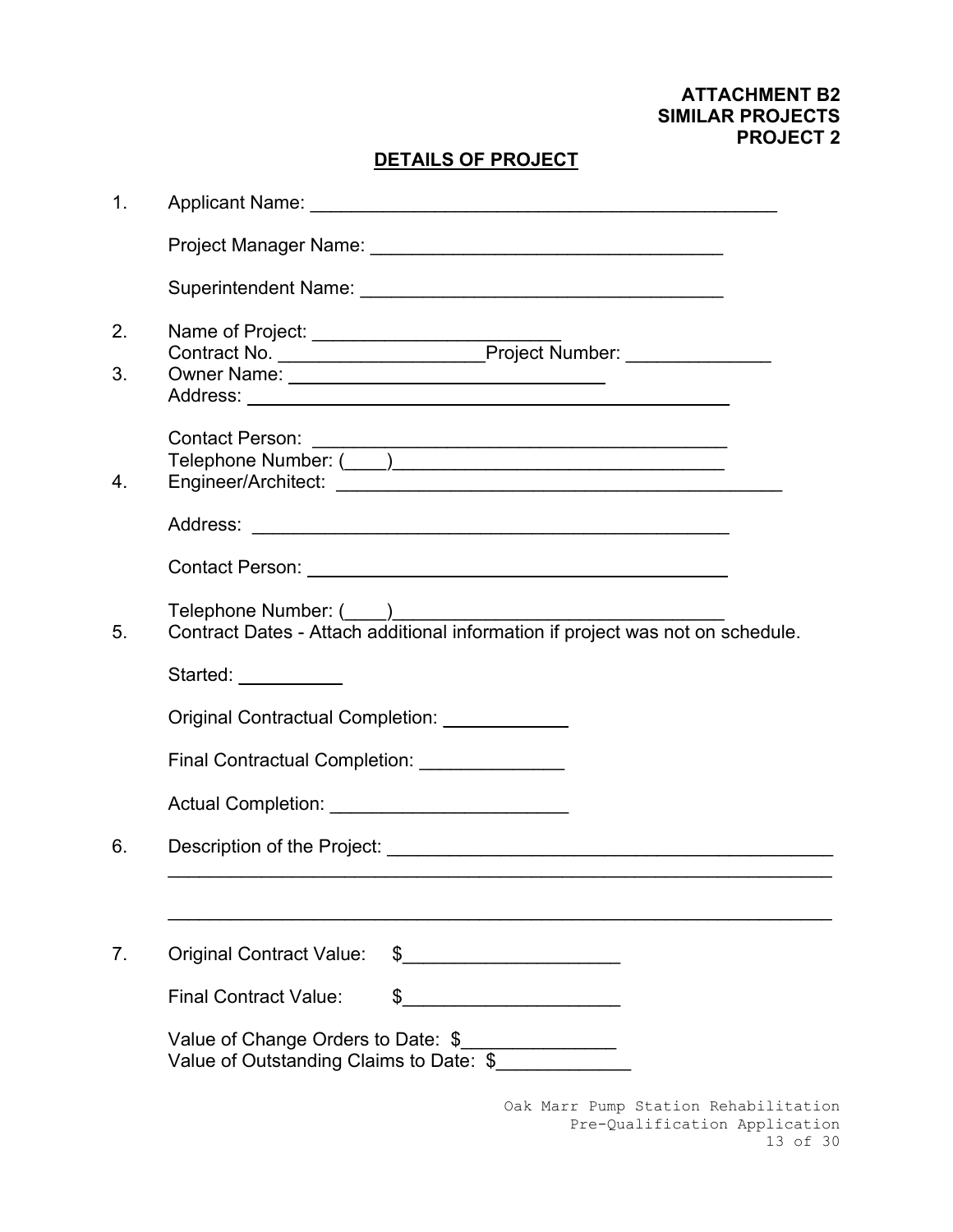**ATTACHMENT B2**
**SIMILAR PROJECTS**
**PROJECT 2**

## DETAILS OF PROJECT

1. Applicant Name: _______________________________________________

   Project Manager Name: ____________________________________

   Superintendent Name: ____________________________________

2. Name of Project: _________________________
   Contract No. ____________________Project Number: ______________

3. Owner Name: ________________________________
   Address: ________________________________________________

   Contact Person: __________________________________________
   Telephone Number: (____)________________________________

4. Engineer/Architect: _____________________________________________

   Address: _______________________________________________

   Contact Person: __________________________________________

   Telephone Number: (____)________________________________

5. Contract Dates - Attach additional information if project was not on schedule.

   Started: __________

   Original Contractual Completion: ___________

   Final Contractual Completion: ______________

   Actual Completion: _______________________

6. Description of the Project: _____________________________________________
   ________________________________________________________________

   ________________________________________________________________

7. Original Contract Value: $_____________________

   Final Contract Value: $_____________________

   Value of Change Orders to Date: $_______________
   Value of Outstanding Claims to Date: $_____________

Oak Marr Pump Station Rehabilitation
Pre-Qualification Application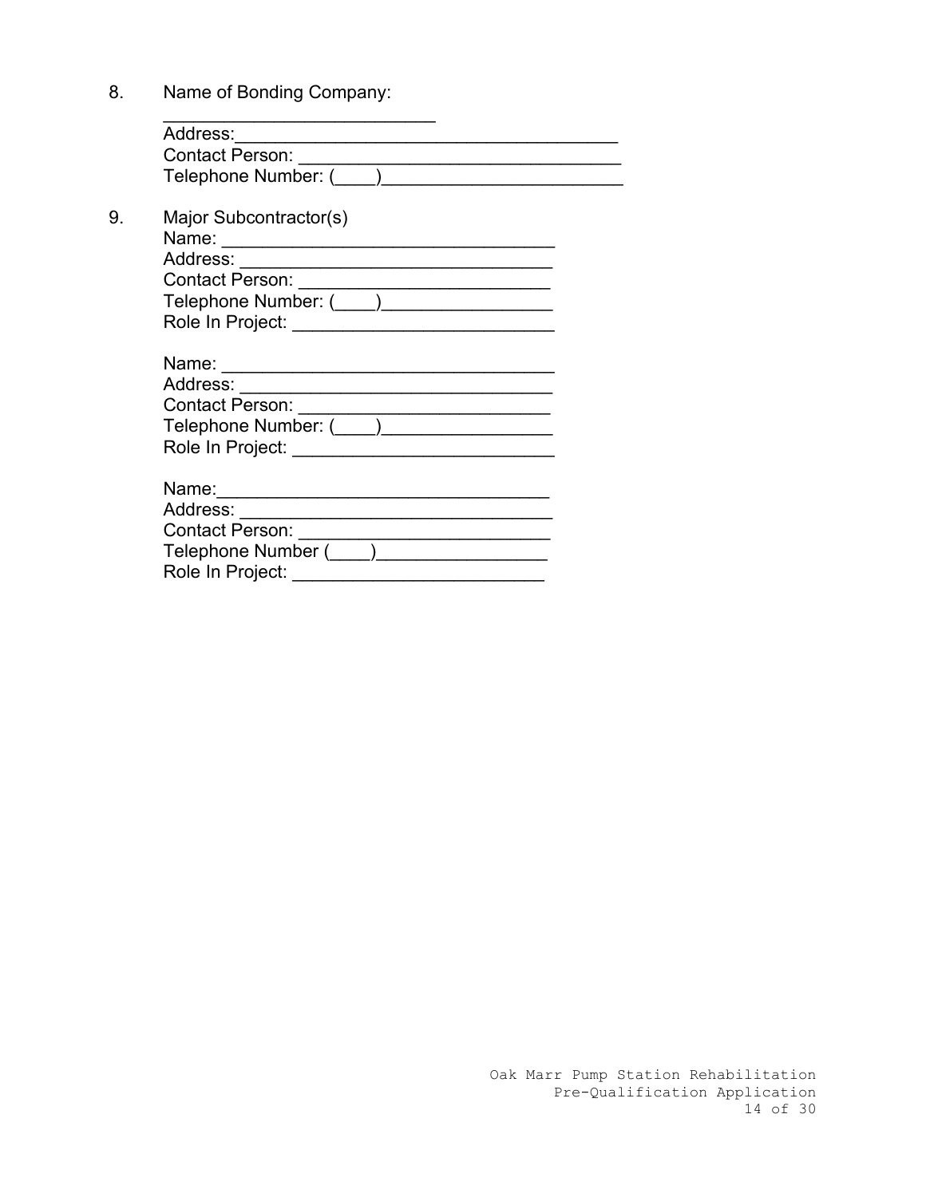8. Name of Bonding Company:

   ___________________________

   Address:_____________________________________

   Contact Person: ________________________________

   Telephone Number: (____)________________________

9. Major Subcontractor(s)

   Name: ________________________________

   Address: ______________________________

   Contact Person: ________________________

   Telephone Number: (____)________________

   Role In Project: _________________________

   Name: ________________________________

   Address: ______________________________

   Contact Person: ________________________

   Telephone Number: (____)________________

   Role In Project: _________________________

   Name:________________________________

   Address: ______________________________

   Contact Person: ________________________

   Telephone Number (____)________________

   Role In Project: ________________________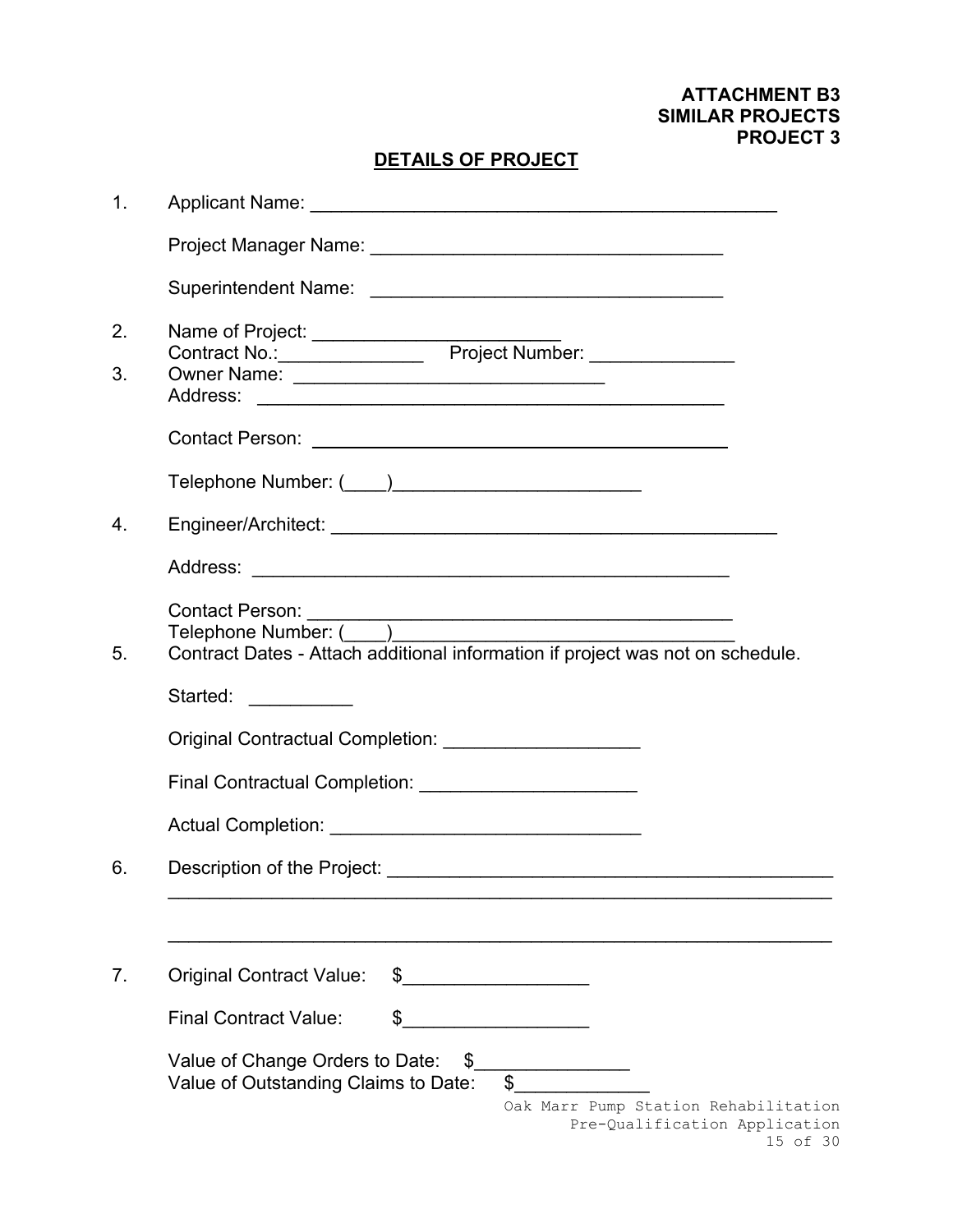**ATTACHMENT B3**
**SIMILAR PROJECTS**
**PROJECT 3**

## DETAILS OF PROJECT

1. Applicant Name: ______________________________________________

   Project Manager Name: ___________________________________

   Superintendent Name: ___________________________________

2. Name of Project: ________________________
   Contract No.:______________ Project Number: ______________
3. Owner Name: ______________________________
   Address: ______________________________________________

   Contact Person: ________________________________________

   Telephone Number: (____)________________________

4. Engineer/Architect: ____________________________________________

   Address: _______________________________________________

   Contact Person: ________________________________________
   Telephone Number: (____)_________________________________
5. Contract Dates - Attach additional information if project was not on schedule.

   Started: __________

   Original Contractual Completion: ___________________

   Final Contractual Completion: _____________________

   Actual Completion: ______________________________

6. Description of the Project: ____________________________________________
   _________________________________________________________________

   _________________________________________________________________

7. Original Contract Value: $__________________

   Final Contract Value: $__________________

   Value of Change Orders to Date: $_______________
   Value of Outstanding Claims to Date: $_____________

Oak Marr Pump Station Rehabilitation
Pre-Qualification Application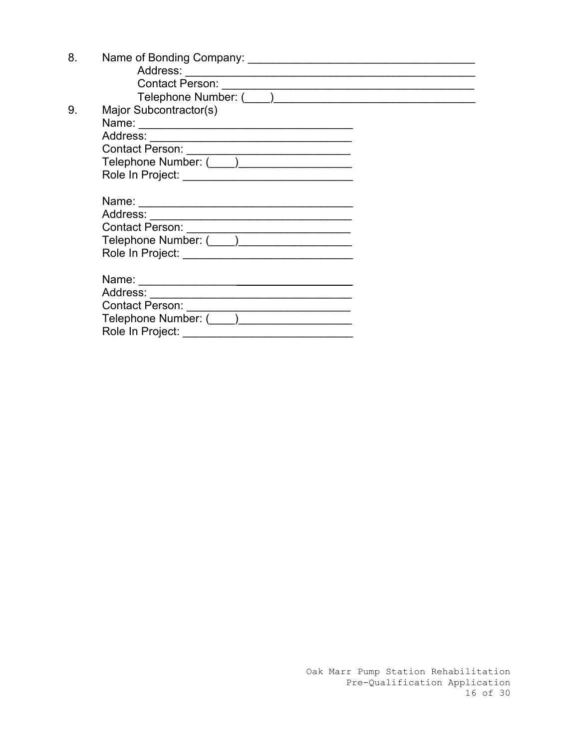8. Name of Bonding Company: ____________________________________

   Address: ____________________________________________

   Contact Person: ______________________________________

   Telephone Number: (____)_______________________________

9. Major Subcontractor(s)

   Name: _________________________________

   Address: _______________________________

   Contact Person: __________________________

   Telephone Number: (____)_________________

   Role In Project: __________________________

   Name: _________________________________

   Address: _______________________________

   Contact Person: __________________________

   Telephone Number: (____)_________________

   Role In Project: __________________________

   Name: _________________________________

   Address: _______________________________

   Contact Person: __________________________

   Telephone Number: (____)_________________

   Role In Project: __________________________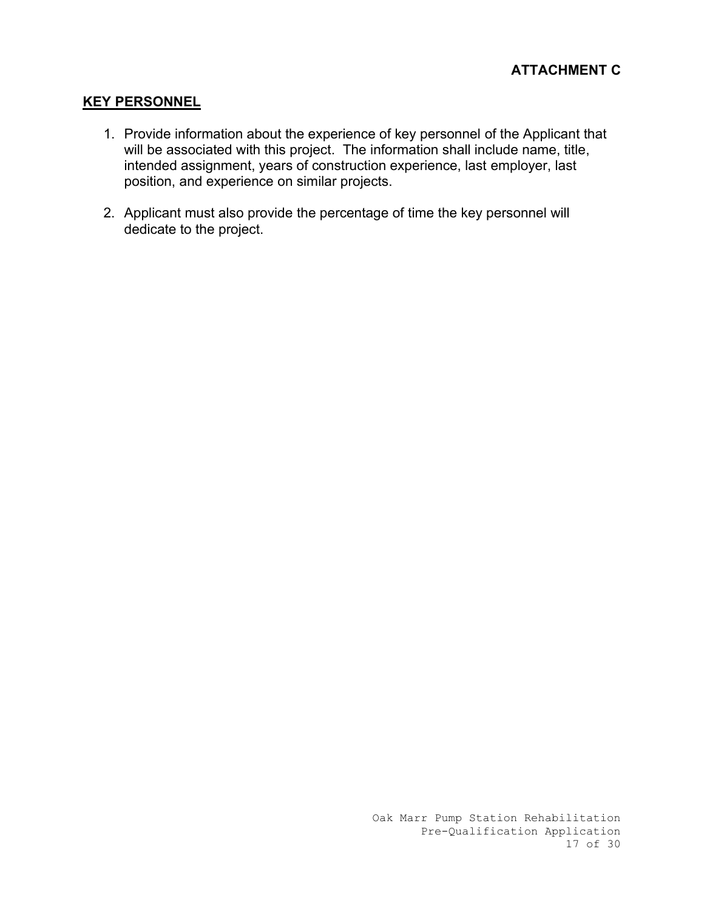**ATTACHMENT C**

**KEY PERSONNEL**

1. Provide information about the experience of key personnel of the Applicant that will be associated with this project. The information shall include name, title, intended assignment, years of construction experience, last employer, last position, and experience on similar projects.

2. Applicant must also provide the percentage of time the key personnel will dedicate to the project.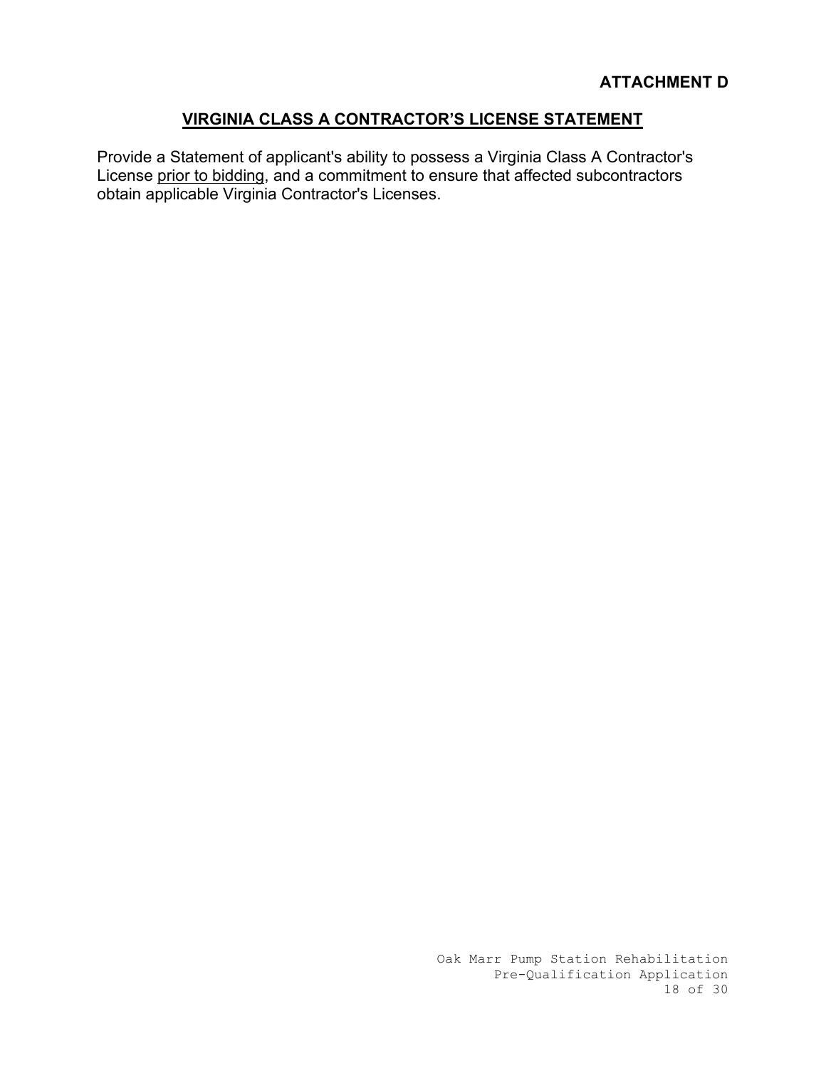**ATTACHMENT D**

## VIRGINIA CLASS A CONTRACTOR'S LICENSE STATEMENT

Provide a Statement of applicant's ability to possess a Virginia Class A Contractor's License prior to bidding, and a commitment to ensure that affected subcontractors obtain applicable Virginia Contractor's Licenses.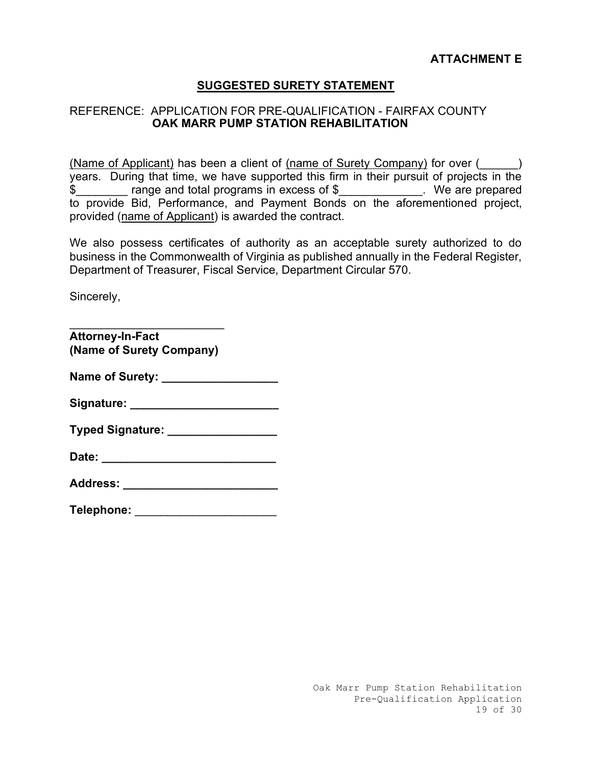**ATTACHMENT E**

## SUGGESTED SURETY STATEMENT

REFERENCE: APPLICATION FOR PRE-QUALIFICATION - FAIRFAX COUNTY
**OAK MARR PUMP STATION REHABILITATION**

(Name of Applicant) has been a client of (name of Surety Company) for over (______) years. During that time, we have supported this firm in their pursuit of projects in the $________ range and total programs in excess of $_____________. We are prepared to provide Bid, Performance, and Payment Bonds on the aforementioned project, provided (name of Applicant) is awarded the contract.

We also possess certificates of authority as an acceptable surety authorized to do business in the Commonwealth of Virginia as published annually in the Federal Register, Department of Treasurer, Fiscal Service, Department Circular 570.

Sincerely,

_________________________
**Attorney-In-Fact**
**(Name of Surety Company)**

**Name of Surety: __________________**

**Signature: _______________________**

**Typed Signature: _________________**

**Date: ___________________________**

**Address: ________________________**

**Telephone:** ______________________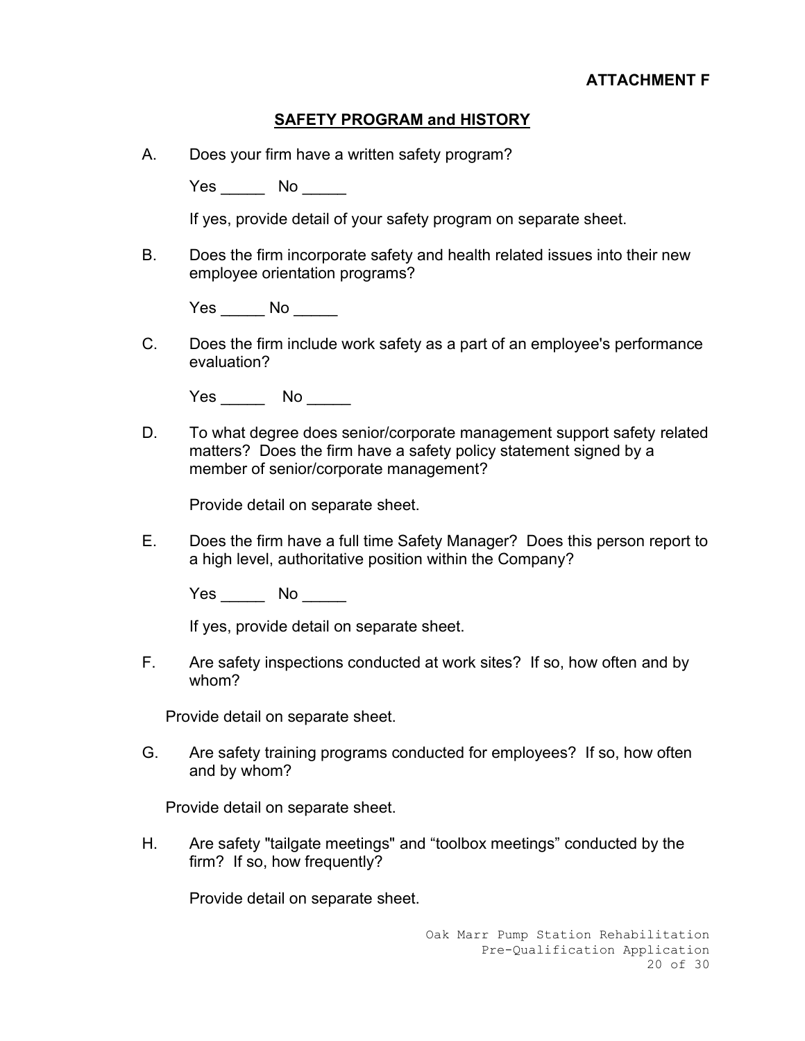**ATTACHMENT F**

## SAFETY PROGRAM and HISTORY

A. Does your firm have a written safety program?

Yes _____ No _____

If yes, provide detail of your safety program on separate sheet.

B. Does the firm incorporate safety and health related issues into their new employee orientation programs?

Yes _____ No _____

C. Does the firm include work safety as a part of an employee's performance evaluation?

Yes _____ No _____

D. To what degree does senior/corporate management support safety related matters? Does the firm have a safety policy statement signed by a member of senior/corporate management?

Provide detail on separate sheet.

E. Does the firm have a full time Safety Manager? Does this person report to a high level, authoritative position within the Company?

Yes _____ No _____

If yes, provide detail on separate sheet.

F. Are safety inspections conducted at work sites? If so, how often and by whom?

Provide detail on separate sheet.

G. Are safety training programs conducted for employees? If so, how often and by whom?

Provide detail on separate sheet.

H. Are safety "tailgate meetings" and "toolbox meetings" conducted by the firm? If so, how frequently?

Provide detail on separate sheet.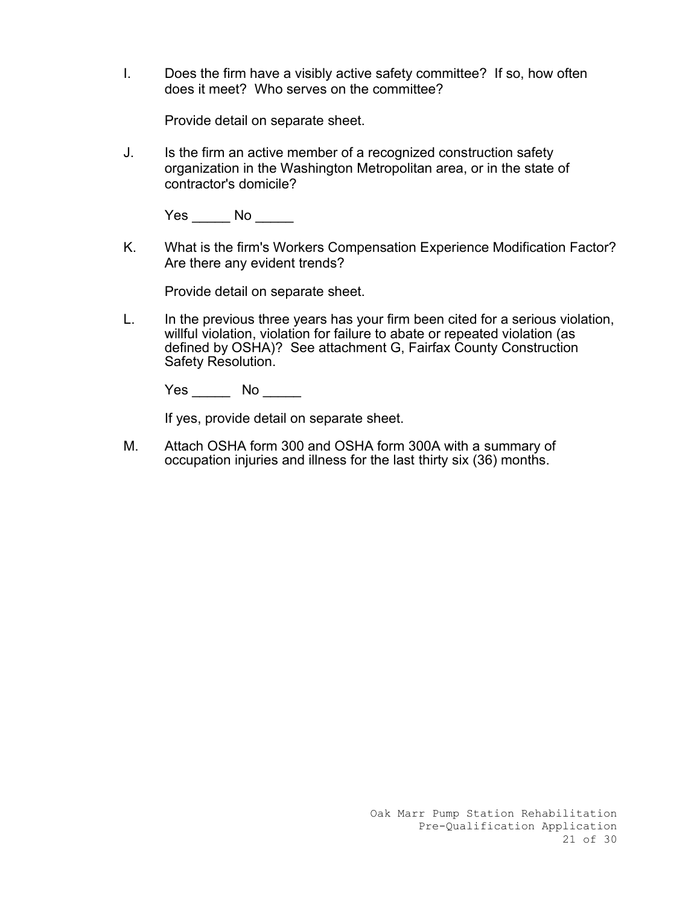I. Does the firm have a visibly active safety committee? If so, how often does it meet? Who serves on the committee?

   Provide detail on separate sheet.

J. Is the firm an active member of a recognized construction safety organization in the Washington Metropolitan area, or in the state of contractor's domicile?

   Yes _____ No _____

K. What is the firm's Workers Compensation Experience Modification Factor? Are there any evident trends?

   Provide detail on separate sheet.

L. In the previous three years has your firm been cited for a serious violation, willful violation, violation for failure to abate or repeated violation (as defined by OSHA)? See attachment G, Fairfax County Construction Safety Resolution.

   Yes _____ No _____

   If yes, provide detail on separate sheet.

M. Attach OSHA form 300 and OSHA form 300A with a summary of occupation injuries and illness for the last thirty six (36) months.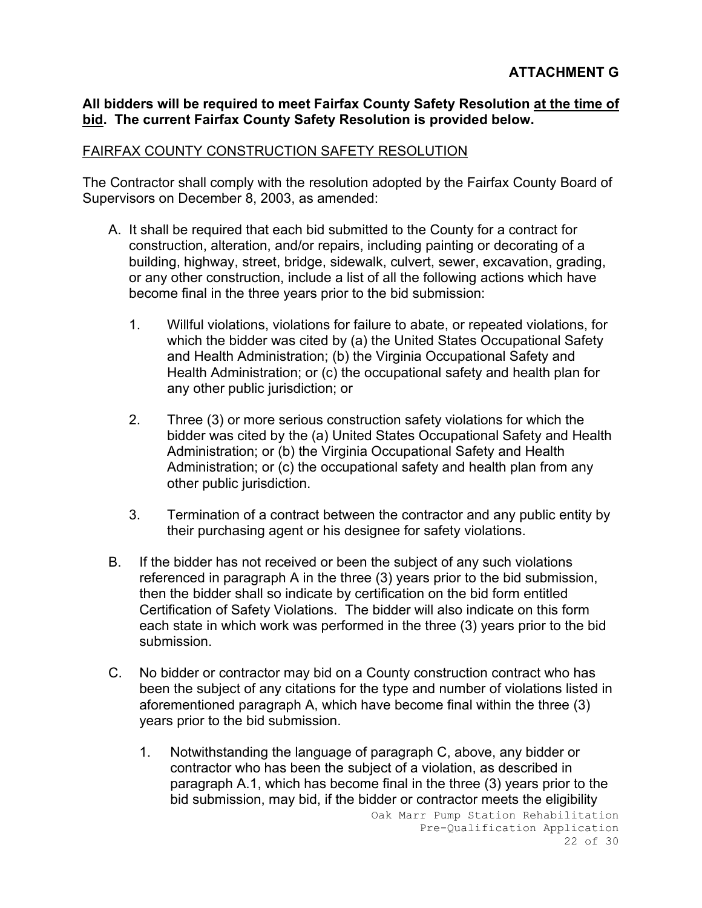**ATTACHMENT G**

**All bidders will be required to meet Fairfax County Safety Resolution <u>at the time of bid</u>. The current Fairfax County Safety Resolution is provided below.**

<u>FAIRFAX COUNTY CONSTRUCTION SAFETY RESOLUTION</u>

The Contractor shall comply with the resolution adopted by the Fairfax County Board of Supervisors on December 8, 2003, as amended:

A. It shall be required that each bid submitted to the County for a contract for construction, alteration, and/or repairs, including painting or decorating of a building, highway, street, bridge, sidewalk, culvert, sewer, excavation, grading, or any other construction, include a list of all the following actions which have become final in the three years prior to the bid submission:

   1. Willful violations, violations for failure to abate, or repeated violations, for which the bidder was cited by (a) the United States Occupational Safety and Health Administration; (b) the Virginia Occupational Safety and Health Administration; or (c) the occupational safety and health plan for any other public jurisdiction; or

   2. Three (3) or more serious construction safety violations for which the bidder was cited by the (a) United States Occupational Safety and Health Administration; or (b) the Virginia Occupational Safety and Health Administration; or (c) the occupational safety and health plan from any other public jurisdiction.

   3. Termination of a contract between the contractor and any public entity by their purchasing agent or his designee for safety violations.

B. If the bidder has not received or been the subject of any such violations referenced in paragraph A in the three (3) years prior to the bid submission, then the bidder shall so indicate by certification on the bid form entitled Certification of Safety Violations. The bidder will also indicate on this form each state in which work was performed in the three (3) years prior to the bid submission.

C. No bidder or contractor may bid on a County construction contract who has been the subject of any citations for the type and number of violations listed in aforementioned paragraph A, which have become final within the three (3) years prior to the bid submission.

   1. Notwithstanding the language of paragraph C, above, any bidder or contractor who has been the subject of a violation, as described in paragraph A.1, which has become final in the three (3) years prior to the bid submission, may bid, if the bidder or contractor meets the eligibility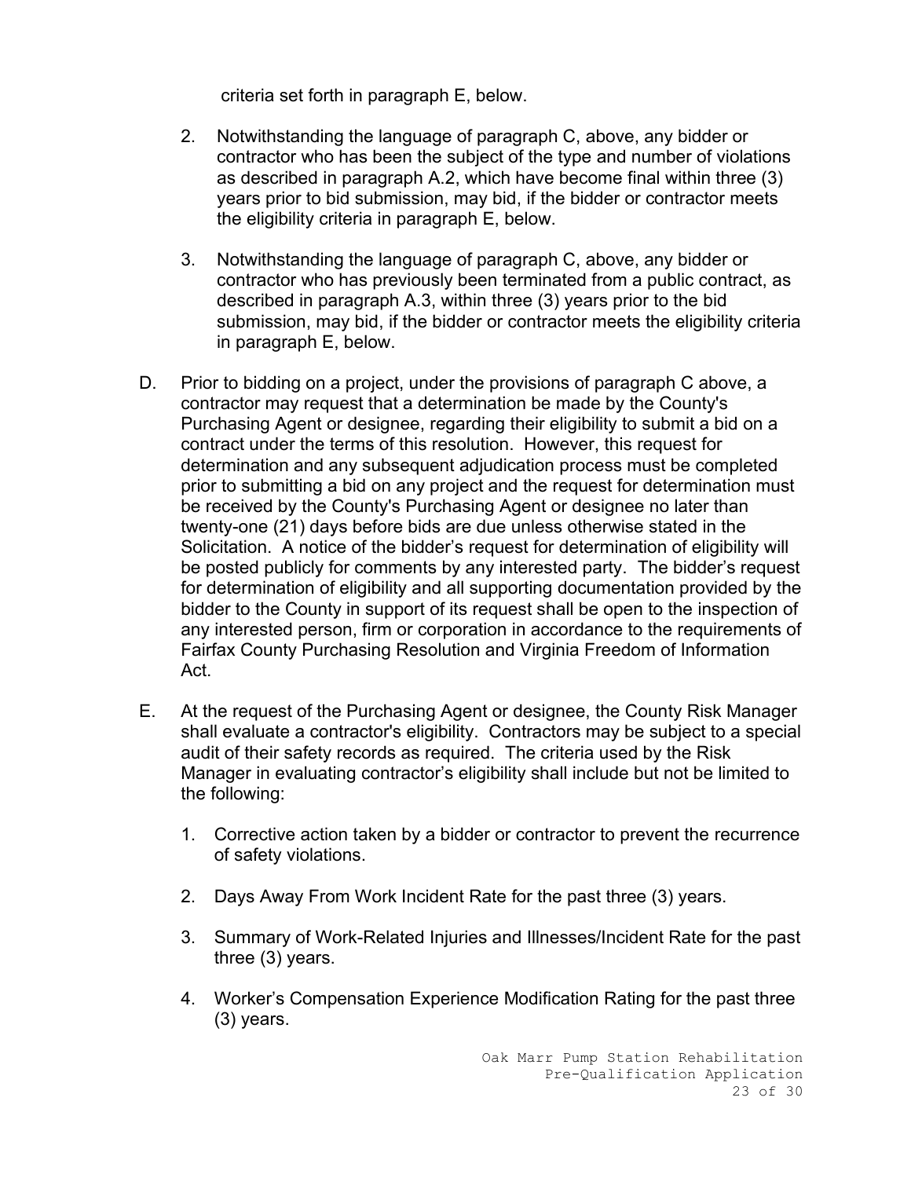criteria set forth in paragraph E, below.

2. Notwithstanding the language of paragraph C, above, any bidder or contractor who has been the subject of the type and number of violations as described in paragraph A.2, which have become final within three (3) years prior to bid submission, may bid, if the bidder or contractor meets the eligibility criteria in paragraph E, below.

3. Notwithstanding the language of paragraph C, above, any bidder or contractor who has previously been terminated from a public contract, as described in paragraph A.3, within three (3) years prior to the bid submission, may bid, if the bidder or contractor meets the eligibility criteria in paragraph E, below.

D. Prior to bidding on a project, under the provisions of paragraph C above, a contractor may request that a determination be made by the County's Purchasing Agent or designee, regarding their eligibility to submit a bid on a contract under the terms of this resolution. However, this request for determination and any subsequent adjudication process must be completed prior to submitting a bid on any project and the request for determination must be received by the County's Purchasing Agent or designee no later than twenty-one (21) days before bids are due unless otherwise stated in the Solicitation. A notice of the bidder's request for determination of eligibility will be posted publicly for comments by any interested party. The bidder's request for determination of eligibility and all supporting documentation provided by the bidder to the County in support of its request shall be open to the inspection of any interested person, firm or corporation in accordance to the requirements of Fairfax County Purchasing Resolution and Virginia Freedom of Information Act.

E. At the request of the Purchasing Agent or designee, the County Risk Manager shall evaluate a contractor's eligibility. Contractors may be subject to a special audit of their safety records as required. The criteria used by the Risk Manager in evaluating contractor's eligibility shall include but not be limited to the following:

1. Corrective action taken by a bidder or contractor to prevent the recurrence of safety violations.

2. Days Away From Work Incident Rate for the past three (3) years.

3. Summary of Work-Related Injuries and Illnesses/Incident Rate for the past three (3) years.

4. Worker's Compensation Experience Modification Rating for the past three (3) years.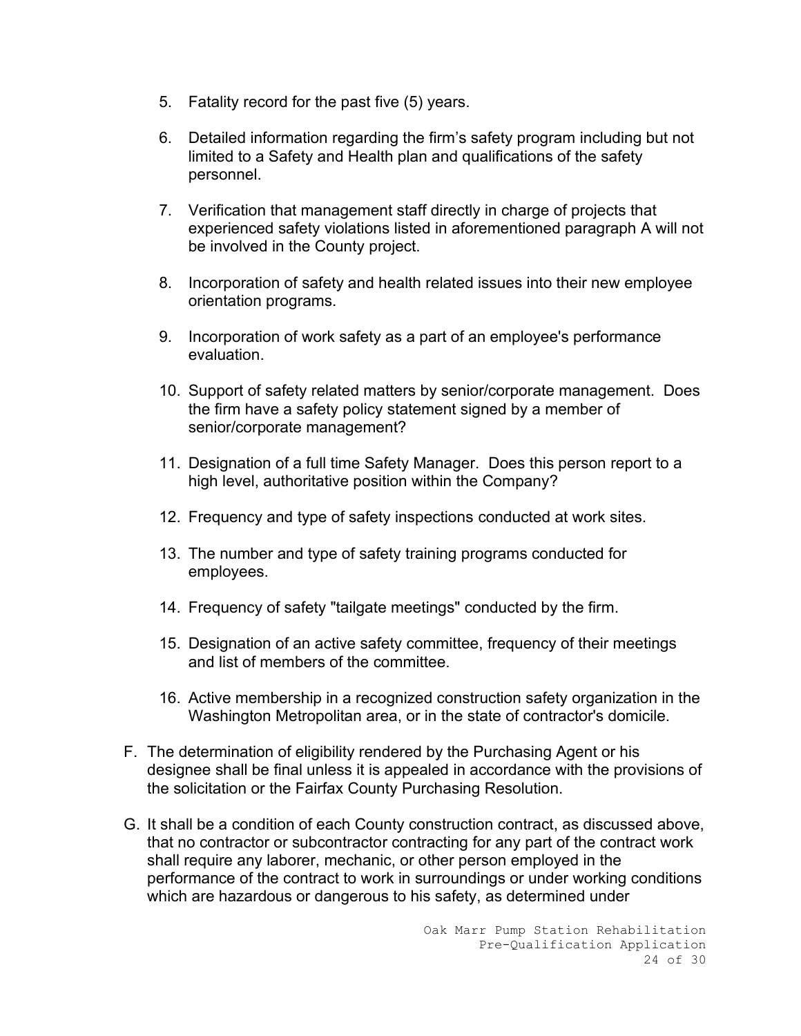5. Fatality record for the past five (5) years.

6. Detailed information regarding the firm's safety program including but not limited to a Safety and Health plan and qualifications of the safety personnel.

7. Verification that management staff directly in charge of projects that experienced safety violations listed in aforementioned paragraph A will not be involved in the County project.

8. Incorporation of safety and health related issues into their new employee orientation programs.

9. Incorporation of work safety as a part of an employee's performance evaluation.

10. Support of safety related matters by senior/corporate management. Does the firm have a safety policy statement signed by a member of senior/corporate management?

11. Designation of a full time Safety Manager. Does this person report to a high level, authoritative position within the Company?

12. Frequency and type of safety inspections conducted at work sites.

13. The number and type of safety training programs conducted for employees.

14. Frequency of safety "tailgate meetings" conducted by the firm.

15. Designation of an active safety committee, frequency of their meetings and list of members of the committee.

16. Active membership in a recognized construction safety organization in the Washington Metropolitan area, or in the state of contractor's domicile.

F. The determination of eligibility rendered by the Purchasing Agent or his designee shall be final unless it is appealed in accordance with the provisions of the solicitation or the Fairfax County Purchasing Resolution.

G. It shall be a condition of each County construction contract, as discussed above, that no contractor or subcontractor contracting for any part of the contract work shall require any laborer, mechanic, or other person employed in the performance of the contract to work in surroundings or under working conditions which are hazardous or dangerous to his safety, as determined under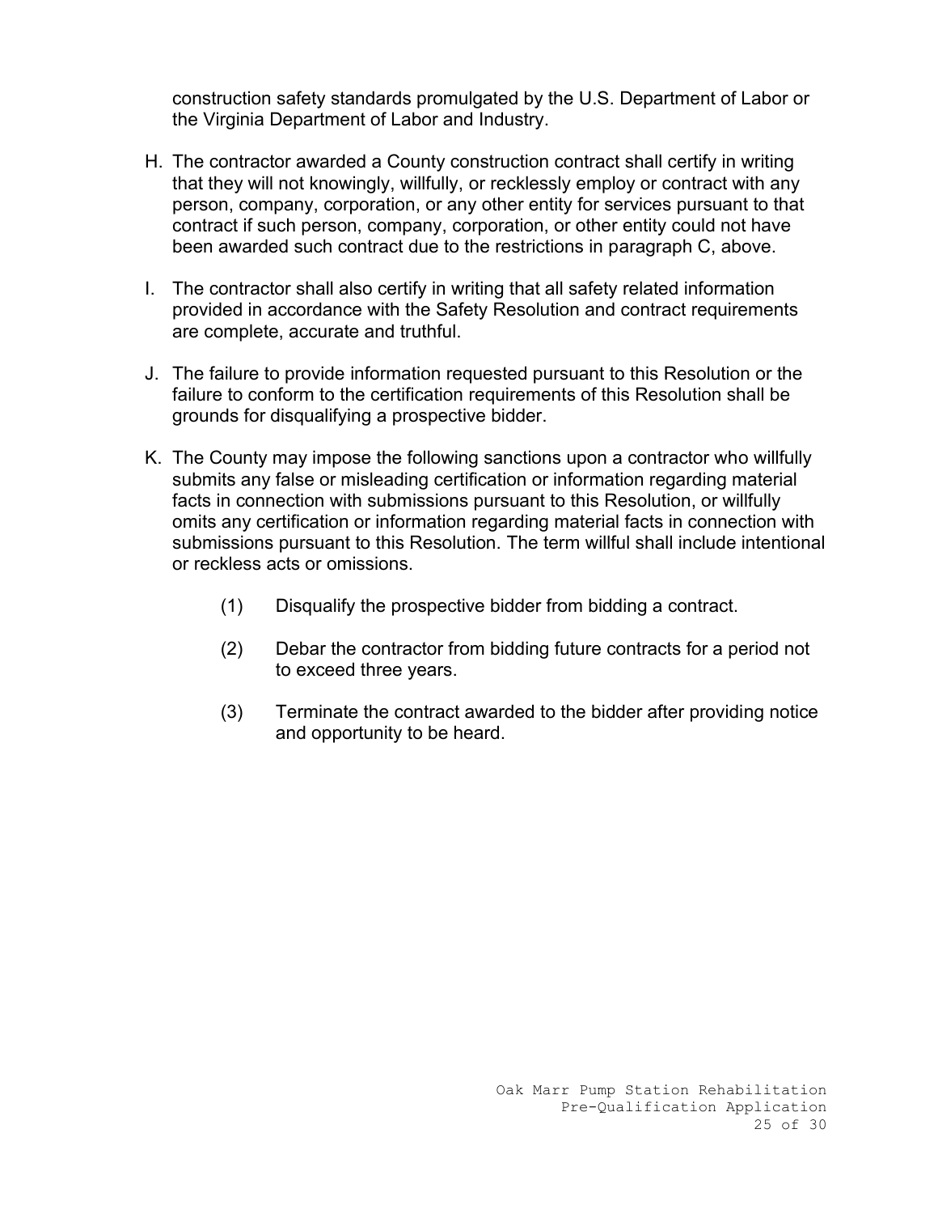construction safety standards promulgated by the U.S. Department of Labor or the Virginia Department of Labor and Industry.

H. The contractor awarded a County construction contract shall certify in writing that they will not knowingly, willfully, or recklessly employ or contract with any person, company, corporation, or any other entity for services pursuant to that contract if such person, company, corporation, or other entity could not have been awarded such contract due to the restrictions in paragraph C, above.

I. The contractor shall also certify in writing that all safety related information provided in accordance with the Safety Resolution and contract requirements are complete, accurate and truthful.

J. The failure to provide information requested pursuant to this Resolution or the failure to conform to the certification requirements of this Resolution shall be grounds for disqualifying a prospective bidder.

K. The County may impose the following sanctions upon a contractor who willfully submits any false or misleading certification or information regarding material facts in connection with submissions pursuant to this Resolution, or willfully omits any certification or information regarding material facts in connection with submissions pursuant to this Resolution. The term willful shall include intentional or reckless acts or omissions.

    (1) Disqualify the prospective bidder from bidding a contract.

    (2) Debar the contractor from bidding future contracts for a period not to exceed three years.

    (3) Terminate the contract awarded to the bidder after providing notice and opportunity to be heard.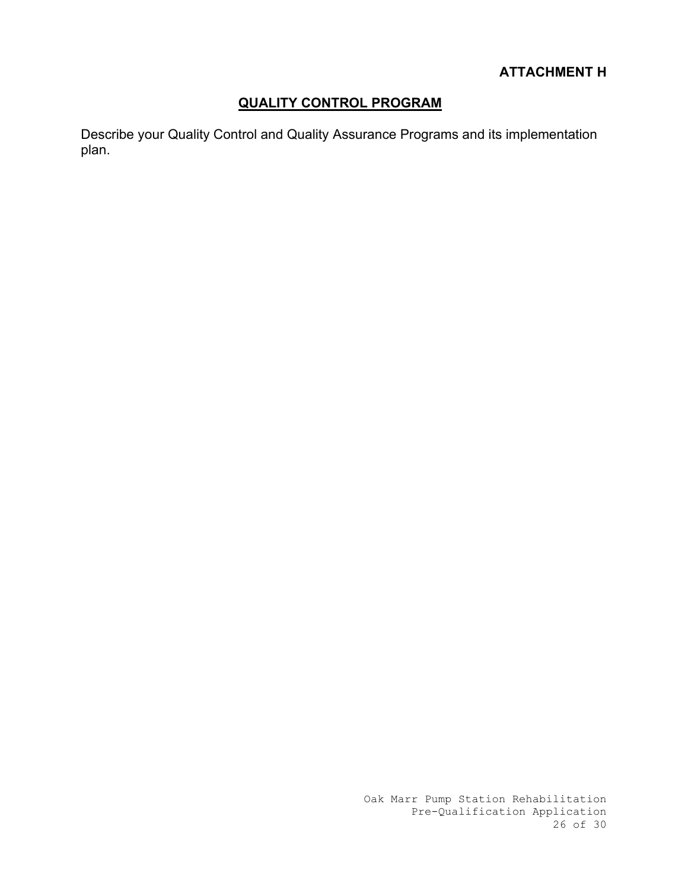**ATTACHMENT H**

## QUALITY CONTROL PROGRAM

Describe your Quality Control and Quality Assurance Programs and its implementation plan.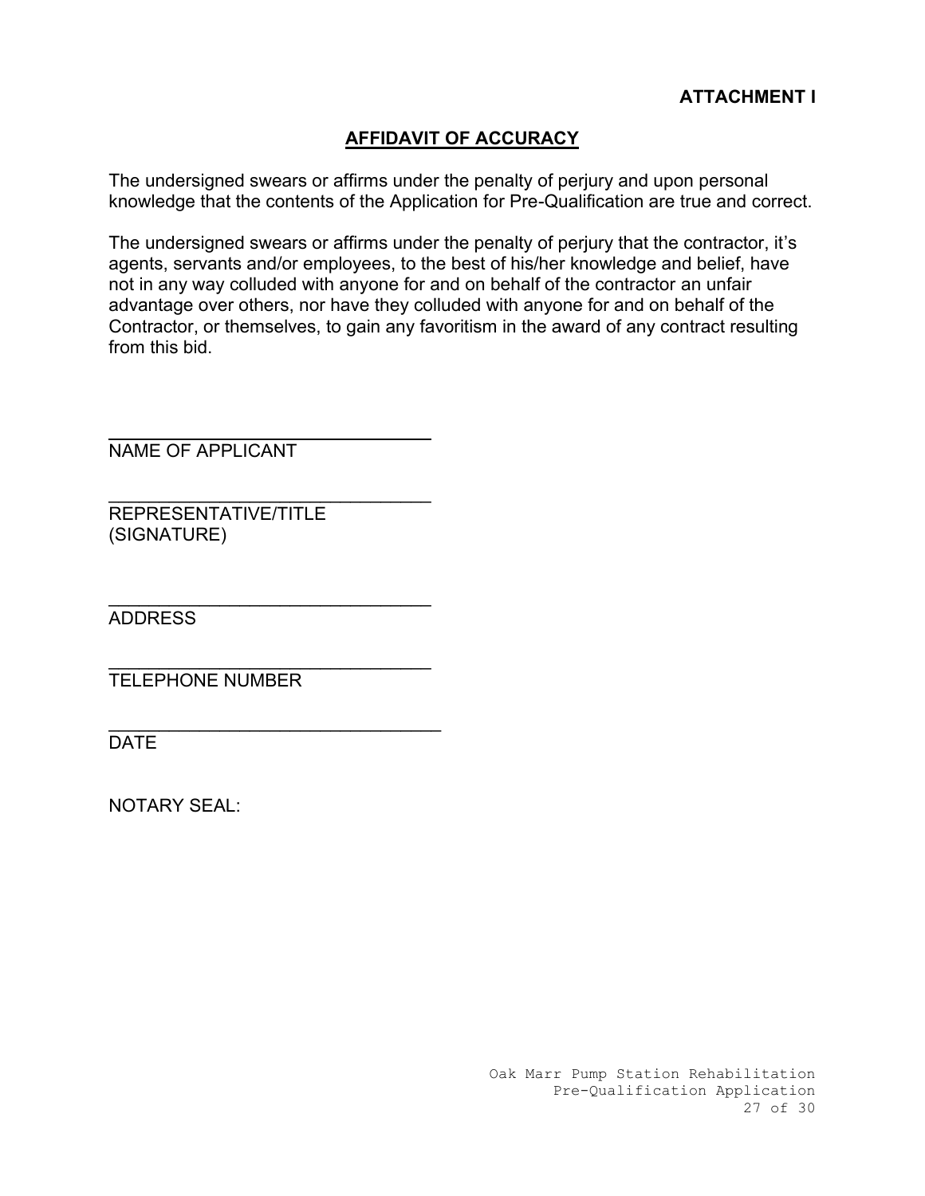**ATTACHMENT I**

## AFFIDAVIT OF ACCURACY

The undersigned swears or affirms under the penalty of perjury and upon personal knowledge that the contents of the Application for Pre-Qualification are true and correct.

The undersigned swears or affirms under the penalty of perjury that the contractor, it's agents, servants and/or employees, to the best of his/her knowledge and belief, have not in any way colluded with anyone for and on behalf of the contractor an unfair advantage over others, nor have they colluded with anyone for and on behalf of the Contractor, or themselves, to gain any favoritism in the award of any contract resulting from this bid.

\_\_\_\_\_\_\_\_\_\_\_\_\_\_\_\_\_\_\_\_\_\_\_\_\_\_\_\_\_\_\_\_
NAME OF APPLICANT

\_\_\_\_\_\_\_\_\_\_\_\_\_\_\_\_\_\_\_\_\_\_\_\_\_\_\_\_\_\_\_\_
REPRESENTATIVE/TITLE
(SIGNATURE)

\_\_\_\_\_\_\_\_\_\_\_\_\_\_\_\_\_\_\_\_\_\_\_\_\_\_\_\_\_\_\_\_
ADDRESS

\_\_\_\_\_\_\_\_\_\_\_\_\_\_\_\_\_\_\_\_\_\_\_\_\_\_\_\_\_\_\_\_
TELEPHONE NUMBER

\_\_\_\_\_\_\_\_\_\_\_\_\_\_\_\_\_\_\_\_\_\_\_\_\_\_\_\_\_\_\_\_
DATE

NOTARY SEAL: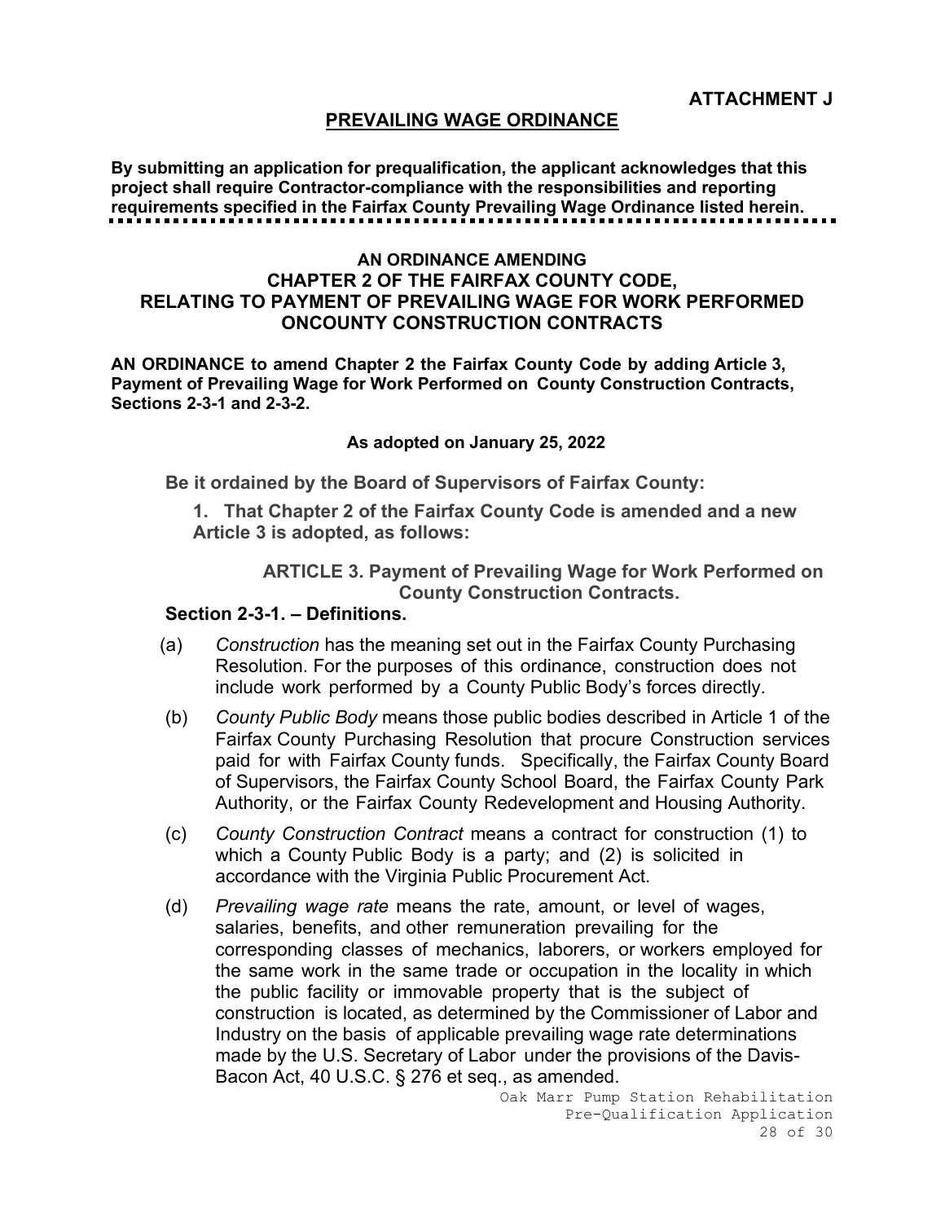**ATTACHMENT J**

# PREVAILING WAGE ORDINANCE

**By submitting an application for prequalification, the applicant acknowledges that this project shall require Contractor-compliance with the responsibilities and reporting requirements specified in the Fairfax County Prevailing Wage Ordinance listed herein.**

## AN ORDINANCE AMENDING CHAPTER 2 OF THE FAIRFAX COUNTY CODE, RELATING TO PAYMENT OF PREVAILING WAGE FOR WORK PERFORMED ONCOUNTY CONSTRUCTION CONTRACTS

**AN ORDINANCE to amend Chapter 2 the Fairfax County Code by adding Article 3, Payment of Prevailing Wage for Work Performed on County Construction Contracts, Sections 2-3-1 and 2-3-2.**

**As adopted on January 25, 2022**

**Be it ordained by the Board of Supervisors of Fairfax County:**

**1. That Chapter 2 of the Fairfax County Code is amended and a new Article 3 is adopted, as follows:**

### ARTICLE 3. Payment of Prevailing Wage for Work Performed on County Construction Contracts.

### Section 2-3-1. – Definitions.

(a) *Construction* has the meaning set out in the Fairfax County Purchasing Resolution. For the purposes of this ordinance, construction does not include work performed by a County Public Body's forces directly.

(b) *County Public Body* means those public bodies described in Article 1 of the Fairfax County Purchasing Resolution that procure Construction services paid for with Fairfax County funds. Specifically, the Fairfax County Board of Supervisors, the Fairfax County School Board, the Fairfax County Park Authority, or the Fairfax County Redevelopment and Housing Authority.

(c) *County Construction Contract* means a contract for construction (1) to which a County Public Body is a party; and (2) is solicited in accordance with the Virginia Public Procurement Act.

(d) *Prevailing wage rate* means the rate, amount, or level of wages, salaries, benefits, and other remuneration prevailing for the corresponding classes of mechanics, laborers, or workers employed for the same work in the same trade or occupation in the locality in which the public facility or immovable property that is the subject of construction is located, as determined by the Commissioner of Labor and Industry on the basis of applicable prevailing wage rate determinations made by the U.S. Secretary of Labor under the provisions of the Davis-Bacon Act, 40 U.S.C. § 276 et seq., as amended.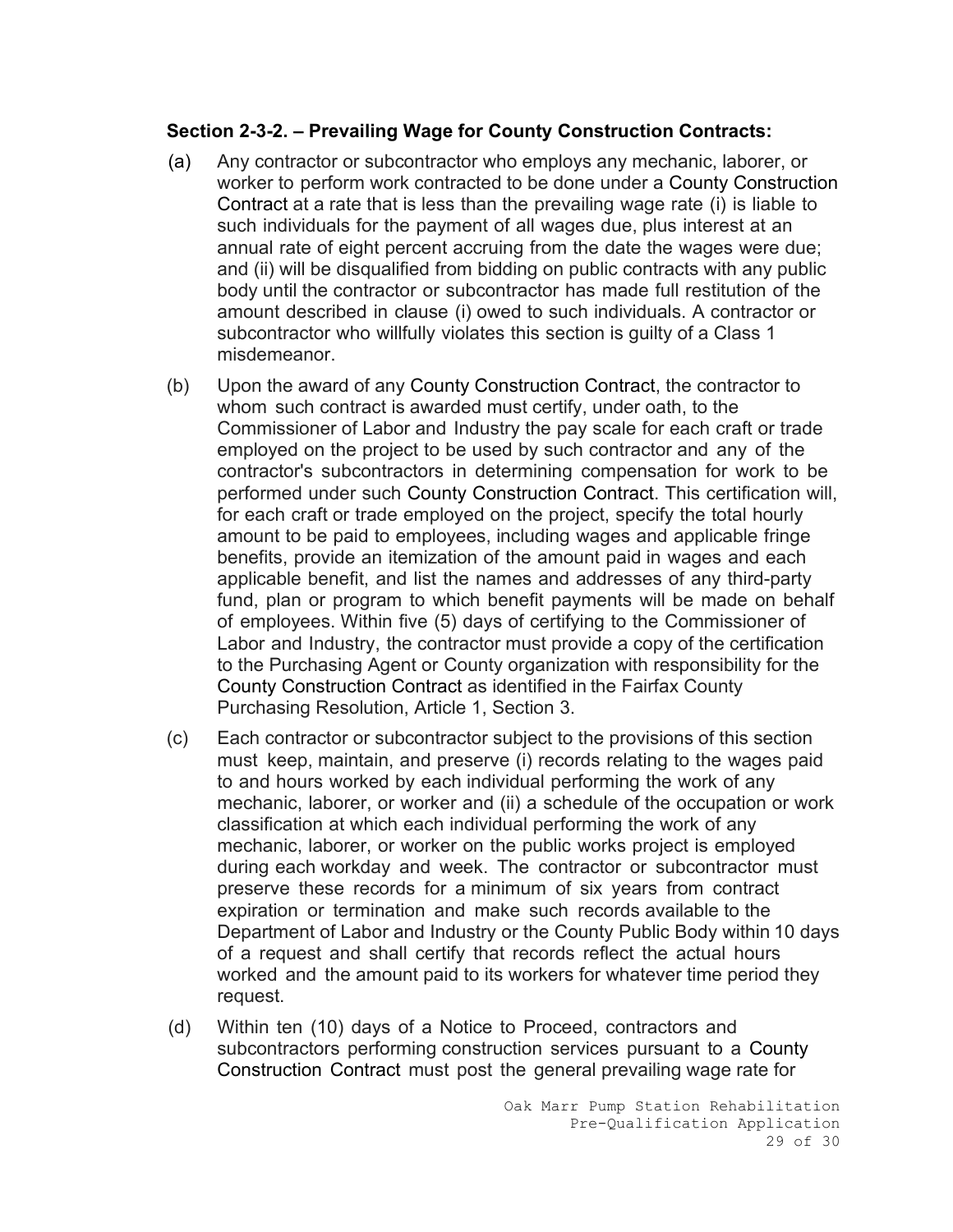**Section 2-3-2. – Prevailing Wage for County Construction Contracts:**

(a) Any contractor or subcontractor who employs any mechanic, laborer, or worker to perform work contracted to be done under a County Construction Contract at a rate that is less than the prevailing wage rate (i) is liable to such individuals for the payment of all wages due, plus interest at an annual rate of eight percent accruing from the date the wages were due; and (ii) will be disqualified from bidding on public contracts with any public body until the contractor or subcontractor has made full restitution of the amount described in clause (i) owed to such individuals. A contractor or subcontractor who willfully violates this section is guilty of a Class 1 misdemeanor.

(b) Upon the award of any County Construction Contract, the contractor to whom such contract is awarded must certify, under oath, to the Commissioner of Labor and Industry the pay scale for each craft or trade employed on the project to be used by such contractor and any of the contractor's subcontractors in determining compensation for work to be performed under such County Construction Contract. This certification will, for each craft or trade employed on the project, specify the total hourly amount to be paid to employees, including wages and applicable fringe benefits, provide an itemization of the amount paid in wages and each applicable benefit, and list the names and addresses of any third-party fund, plan or program to which benefit payments will be made on behalf of employees. Within five (5) days of certifying to the Commissioner of Labor and Industry, the contractor must provide a copy of the certification to the Purchasing Agent or County organization with responsibility for the County Construction Contract as identified in the Fairfax County Purchasing Resolution, Article 1, Section 3.

(c) Each contractor or subcontractor subject to the provisions of this section must keep, maintain, and preserve (i) records relating to the wages paid to and hours worked by each individual performing the work of any mechanic, laborer, or worker and (ii) a schedule of the occupation or work classification at which each individual performing the work of any mechanic, laborer, or worker on the public works project is employed during each workday and week. The contractor or subcontractor must preserve these records for a minimum of six years from contract expiration or termination and make such records available to the Department of Labor and Industry or the County Public Body within 10 days of a request and shall certify that records reflect the actual hours worked and the amount paid to its workers for whatever time period they request.

(d) Within ten (10) days of a Notice to Proceed, contractors and subcontractors performing construction services pursuant to a County Construction Contract must post the general prevailing wage rate for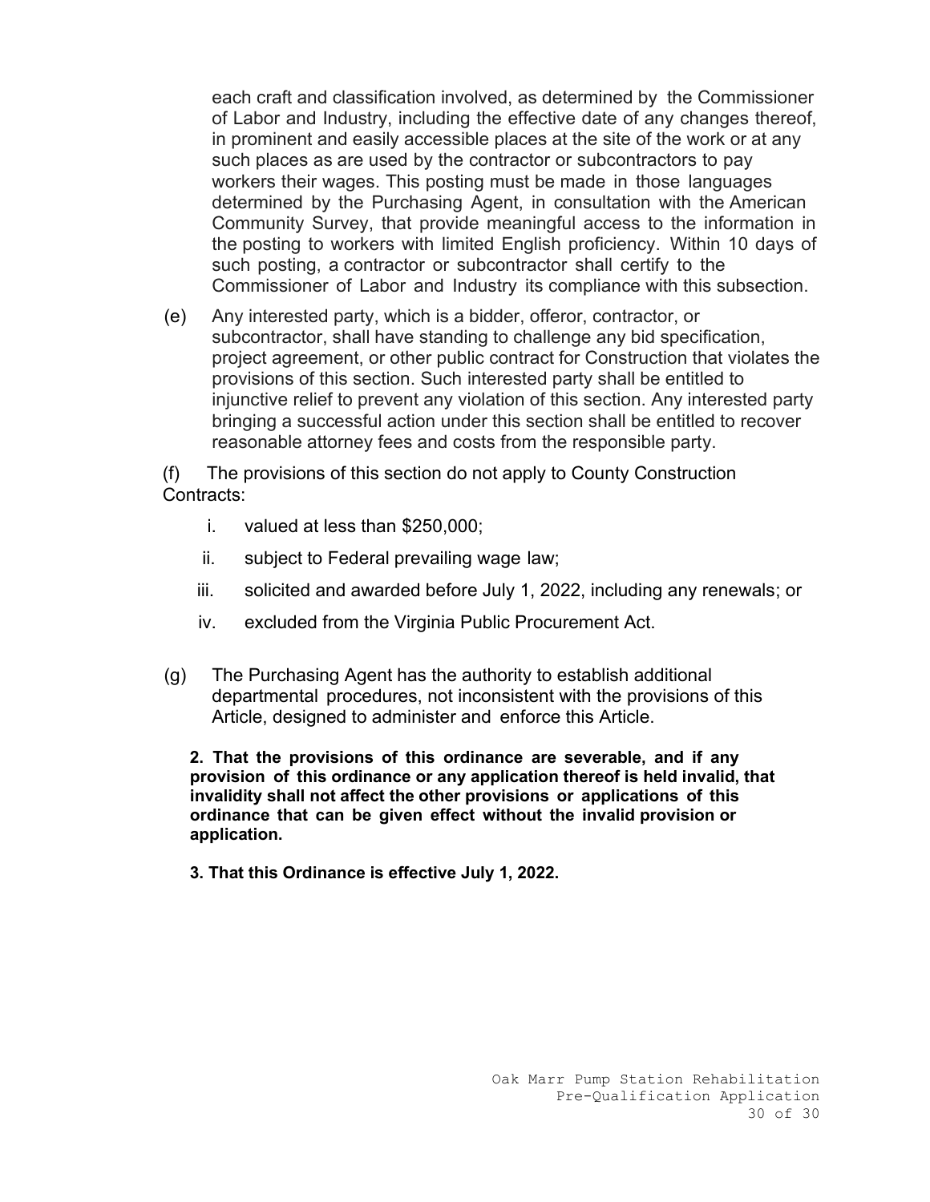each craft and classification involved, as determined by the Commissioner of Labor and Industry, including the effective date of any changes thereof, in prominent and easily accessible places at the site of the work or at any such places as are used by the contractor or subcontractors to pay workers their wages. This posting must be made in those languages determined by the Purchasing Agent, in consultation with the American Community Survey, that provide meaningful access to the information in the posting to workers with limited English proficiency. Within 10 days of such posting, a contractor or subcontractor shall certify to the Commissioner of Labor and Industry its compliance with this subsection.

(e) Any interested party, which is a bidder, offeror, contractor, or subcontractor, shall have standing to challenge any bid specification, project agreement, or other public contract for Construction that violates the provisions of this section. Such interested party shall be entitled to injunctive relief to prevent any violation of this section. Any interested party bringing a successful action under this section shall be entitled to recover reasonable attorney fees and costs from the responsible party.

(f) The provisions of this section do not apply to County Construction Contracts:

i. valued at less than $250,000;

ii. subject to Federal prevailing wage law;

iii. solicited and awarded before July 1, 2022, including any renewals; or

iv. excluded from the Virginia Public Procurement Act.

(g) The Purchasing Agent has the authority to establish additional departmental procedures, not inconsistent with the provisions of this Article, designed to administer and enforce this Article.

**2. That the provisions of this ordinance are severable, and if any provision of this ordinance or any application thereof is held invalid, that invalidity shall not affect the other provisions or applications of this ordinance that can be given effect without the invalid provision or application.**

**3. That this Ordinance is effective July 1, 2022.**